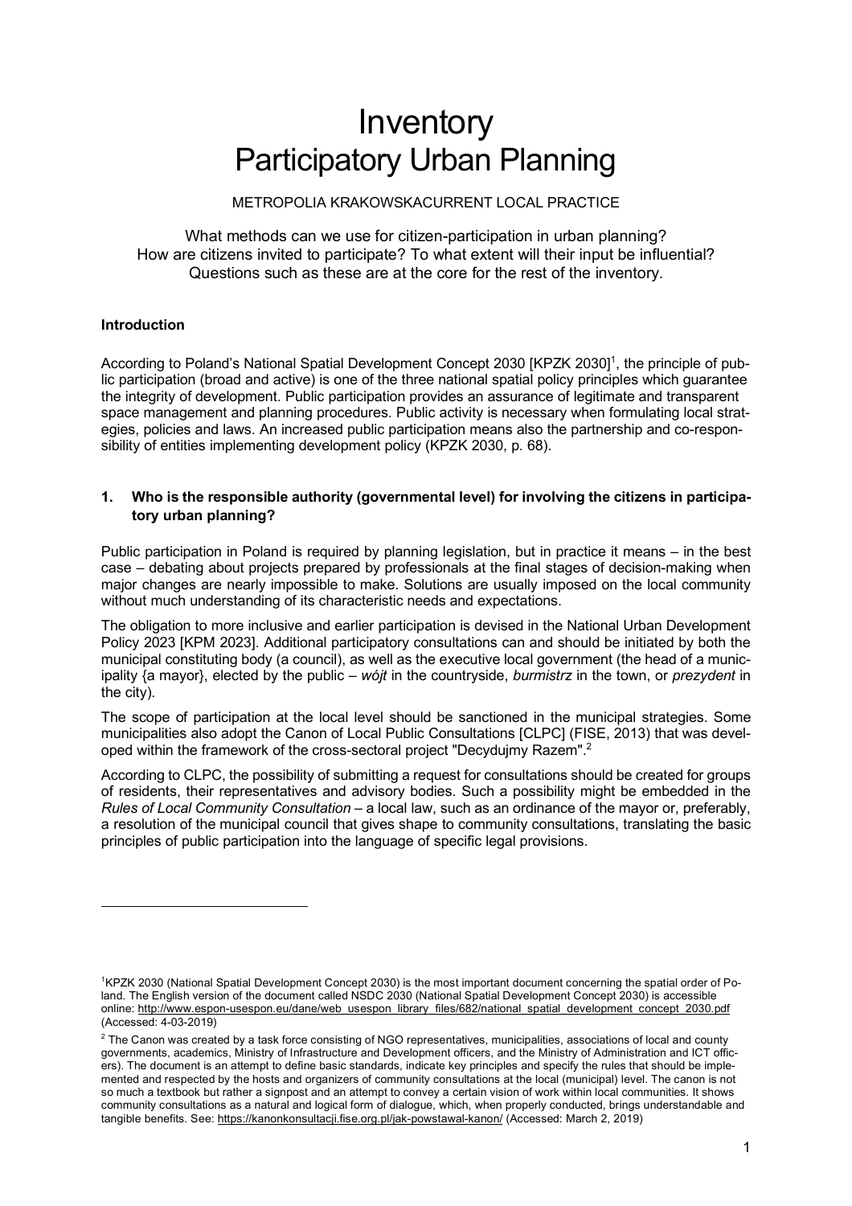# Inventory
# Participatory Urban Planning

METROPOLIA KRAKOWSKACURRENT LOCAL PRACTICE

What methods can we use for citizen-participation in urban planning?
How are citizens invited to participate? To what extent will their input be influential?
Questions such as these are at the core for the rest of the inventory.

**Introduction**

According to Poland's National Spatial Development Concept 2030 [KPZK 2030][1], the principle of public participation (broad and active) is one of the three national spatial policy principles which guarantee the integrity of development. Public participation provides an assurance of legitimate and transparent space management and planning procedures. Public activity is necessary when formulating local strategies, policies and laws. An increased public participation means also the partnership and co-responsibility of entities implementing development policy (KPZK 2030, p. 68).

**1. Who is the responsible authority (governmental level) for involving the citizens in participatory urban planning?**

Public participation in Poland is required by planning legislation, but in practice it means – in the best case – debating about projects prepared by professionals at the final stages of decision-making when major changes are nearly impossible to make. Solutions are usually imposed on the local community without much understanding of its characteristic needs and expectations.

The obligation to more inclusive and earlier participation is devised in the National Urban Development Policy 2023 [KPM 2023]. Additional participatory consultations can and should be initiated by both the municipal constituting body (a council), as well as the executive local government (the head of a municipality {a mayor}, elected by the public – *wójt* in the countryside, *burmistrz* in the town, or *prezydent* in the city).

The scope of participation at the local level should be sanctioned in the municipal strategies. Some municipalities also adopt the Canon of Local Public Consultations [CLPC] (FISE, 2013) that was developed within the framework of the cross-sectoral project "Decydujmy Razem".[2]

According to CLPC, the possibility of submitting a request for consultations should be created for groups of residents, their representatives and advisory bodies. Such a possibility might be embedded in the *Rules of Local Community Consultation* – a local law, such as an ordinance of the mayor or, preferably, a resolution of the municipal council that gives shape to community consultations, translating the basic principles of public participation into the language of specific legal provisions.

---

[1] KPZK 2030 (National Spatial Development Concept 2030) is the most important document concerning the spatial order of Poland. The English version of the document called NSDC 2030 (National Spatial Development Concept 2030) is accessible online: http://www.espon-usespon.eu/dane/web_usespon_library_files/682/national_spatial_development_concept_2030.pdf (Accessed: 4-03-2019)

[2] The Canon was created by a task force consisting of NGO representatives, municipalities, associations of local and county governments, academics, Ministry of Infrastructure and Development officers, and the Ministry of Administration and ICT officers). The document is an attempt to define basic standards, indicate key principles and specify the rules that should be implemented and respected by the hosts and organizers of community consultations at the local (municipal) level. The canon is not so much a textbook but rather a signpost and an attempt to convey a certain vision of work within local communities. It shows community consultations as a natural and logical form of dialogue, which, when properly conducted, brings understandable and tangible benefits. See: https://kanonkonsultacji.fise.org.pl/jak-powstawal-kanon/ (Accessed: March 2, 2019)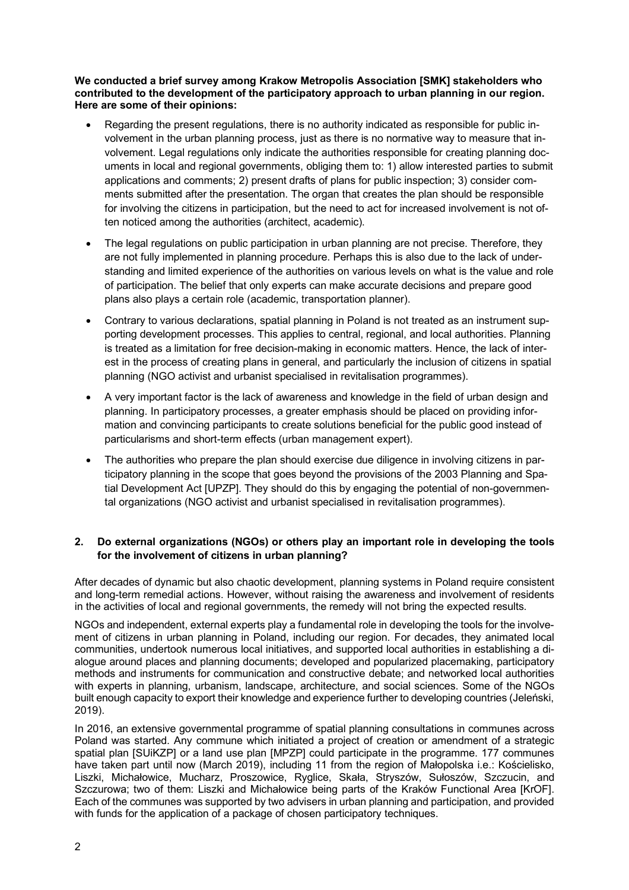**We conducted a brief survey among Krakow Metropolis Association [SMK] stakeholders who contributed to the development of the participatory approach to urban planning in our region. Here are some of their opinions:**

- Regarding the present regulations, there is no authority indicated as responsible for public involvement in the urban planning process, just as there is no normative way to measure that involvement. Legal regulations only indicate the authorities responsible for creating planning documents in local and regional governments, obliging them to: 1) allow interested parties to submit applications and comments; 2) present drafts of plans for public inspection; 3) consider comments submitted after the presentation. The organ that creates the plan should be responsible for involving the citizens in participation, but the need to act for increased involvement is not often noticed among the authorities (architect, academic).
- The legal regulations on public participation in urban planning are not precise. Therefore, they are not fully implemented in planning procedure. Perhaps this is also due to the lack of understanding and limited experience of the authorities on various levels on what is the value and role of participation. The belief that only experts can make accurate decisions and prepare good plans also plays a certain role (academic, transportation planner).
- Contrary to various declarations, spatial planning in Poland is not treated as an instrument supporting development processes. This applies to central, regional, and local authorities. Planning is treated as a limitation for free decision-making in economic matters. Hence, the lack of interest in the process of creating plans in general, and particularly the inclusion of citizens in spatial planning (NGO activist and urbanist specialised in revitalisation programmes).
- A very important factor is the lack of awareness and knowledge in the field of urban design and planning. In participatory processes, a greater emphasis should be placed on providing information and convincing participants to create solutions beneficial for the public good instead of particularisms and short-term effects (urban management expert).
- The authorities who prepare the plan should exercise due diligence in involving citizens in participatory planning in the scope that goes beyond the provisions of the 2003 Planning and Spatial Development Act [UPZP]. They should do this by engaging the potential of non-governmental organizations (NGO activist and urbanist specialised in revitalisation programmes).

## 2. Do external organizations (NGOs) or others play an important role in developing the tools for the involvement of citizens in urban planning?

After decades of dynamic but also chaotic development, planning systems in Poland require consistent and long-term remedial actions. However, without raising the awareness and involvement of residents in the activities of local and regional governments, the remedy will not bring the expected results.

NGOs and independent, external experts play a fundamental role in developing the tools for the involvement of citizens in urban planning in Poland, including our region. For decades, they animated local communities, undertook numerous local initiatives, and supported local authorities in establishing a dialogue around places and planning documents; developed and popularized placemaking, participatory methods and instruments for communication and constructive debate; and networked local authorities with experts in planning, urbanism, landscape, architecture, and social sciences. Some of the NGOs built enough capacity to export their knowledge and experience further to developing countries (Jeleński, 2019).

In 2016, an extensive governmental programme of spatial planning consultations in communes across Poland was started. Any commune which initiated a project of creation or amendment of a strategic spatial plan [SUiKZP] or a land use plan [MPZP] could participate in the programme. 177 communes have taken part until now (March 2019), including 11 from the region of Małopolska i.e.: Kościelisko, Liszki, Michałowice, Mucharz, Proszowice, Ryglice, Skała, Stryszów, Sułoszów, Szczucin, and Szczurowa; two of them: Liszki and Michałowice being parts of the Kraków Functional Area [KrOF]. Each of the communes was supported by two advisers in urban planning and participation, and provided with funds for the application of a package of chosen participatory techniques.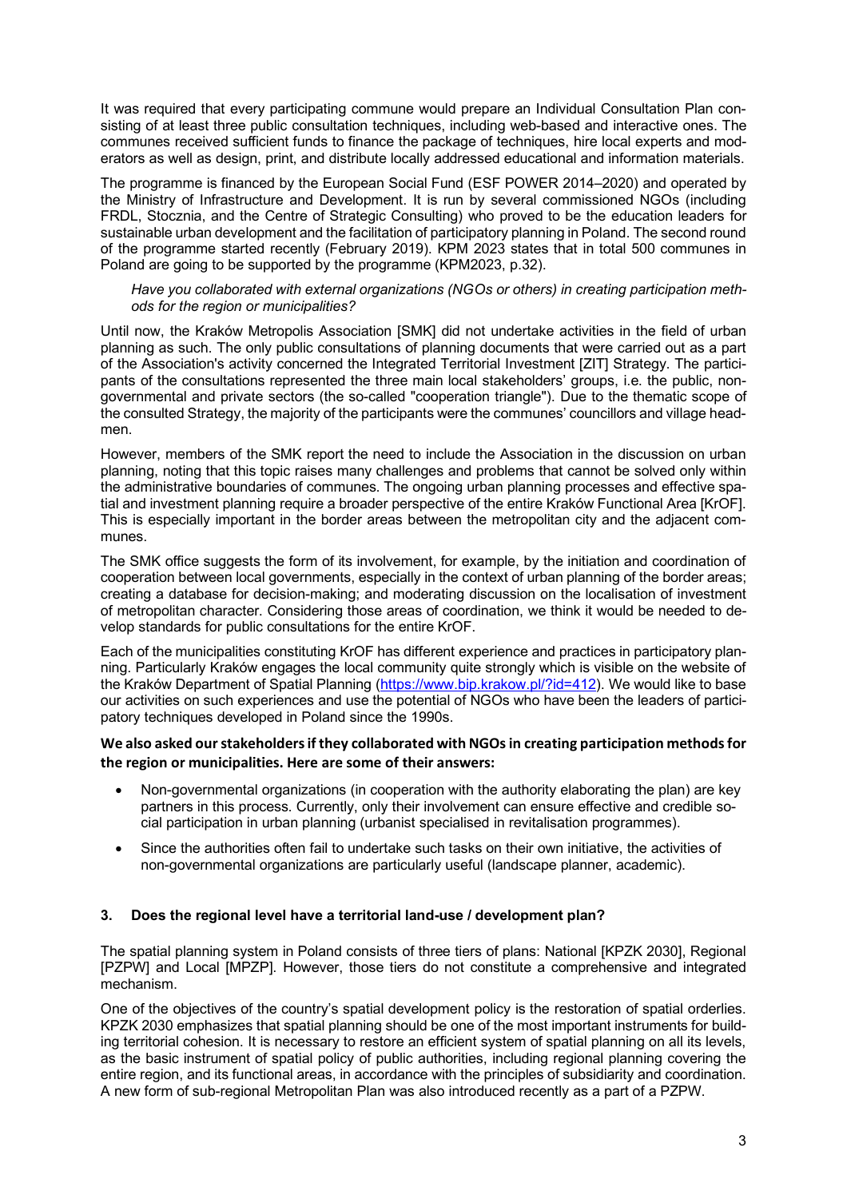It was required that every participating commune would prepare an Individual Consultation Plan consisting of at least three public consultation techniques, including web-based and interactive ones. The communes received sufficient funds to finance the package of techniques, hire local experts and moderators as well as design, print, and distribute locally addressed educational and information materials.

The programme is financed by the European Social Fund (ESF POWER 2014–2020) and operated by the Ministry of Infrastructure and Development. It is run by several commissioned NGOs (including FRDL, Stocznia, and the Centre of Strategic Consulting) who proved to be the education leaders for sustainable urban development and the facilitation of participatory planning in Poland. The second round of the programme started recently (February 2019). KPM 2023 states that in total 500 communes in Poland are going to be supported by the programme (KPM2023, p.32).

*Have you collaborated with external organizations (NGOs or others) in creating participation methods for the region or municipalities?*

Until now, the Kraków Metropolis Association [SMK] did not undertake activities in the field of urban planning as such. The only public consultations of planning documents that were carried out as a part of the Association's activity concerned the Integrated Territorial Investment [ZIT] Strategy. The participants of the consultations represented the three main local stakeholders' groups, i.e. the public, non-governmental and private sectors (the so-called "cooperation triangle"). Due to the thematic scope of the consulted Strategy, the majority of the participants were the communes' councillors and village headmen.

However, members of the SMK report the need to include the Association in the discussion on urban planning, noting that this topic raises many challenges and problems that cannot be solved only within the administrative boundaries of communes. The ongoing urban planning processes and effective spatial and investment planning require a broader perspective of the entire Kraków Functional Area [KrOF]. This is especially important in the border areas between the metropolitan city and the adjacent communes.

The SMK office suggests the form of its involvement, for example, by the initiation and coordination of cooperation between local governments, especially in the context of urban planning of the border areas; creating a database for decision-making; and moderating discussion on the localisation of investment of metropolitan character. Considering those areas of coordination, we think it would be needed to develop standards for public consultations for the entire KrOF.

Each of the municipalities constituting KrOF has different experience and practices in participatory planning. Particularly Kraków engages the local community quite strongly which is visible on the website of the Kraków Department of Spatial Planning (https://www.bip.krakow.pl/?id=412). We would like to base our activities on such experiences and use the potential of NGOs who have been the leaders of participatory techniques developed in Poland since the 1990s.

**We also asked our stakeholders if they collaborated with NGOs in creating participation methods for the region or municipalities. Here are some of their answers:**

- Non-governmental organizations (in cooperation with the authority elaborating the plan) are key partners in this process. Currently, only their involvement can ensure effective and credible social participation in urban planning (urbanist specialised in revitalisation programmes).
- Since the authorities often fail to undertake such tasks on their own initiative, the activities of non-governmental organizations are particularly useful (landscape planner, academic).

### 3. Does the regional level have a territorial land-use / development plan?

The spatial planning system in Poland consists of three tiers of plans: National [KPZK 2030], Regional [PZPW] and Local [MPZP]. However, those tiers do not constitute a comprehensive and integrated mechanism.

One of the objectives of the country's spatial development policy is the restoration of spatial orderlies. KPZK 2030 emphasizes that spatial planning should be one of the most important instruments for building territorial cohesion. It is necessary to restore an efficient system of spatial planning on all its levels, as the basic instrument of spatial policy of public authorities, including regional planning covering the entire region, and its functional areas, in accordance with the principles of subsidiarity and coordination. A new form of sub-regional Metropolitan Plan was also introduced recently as a part of a PZPW.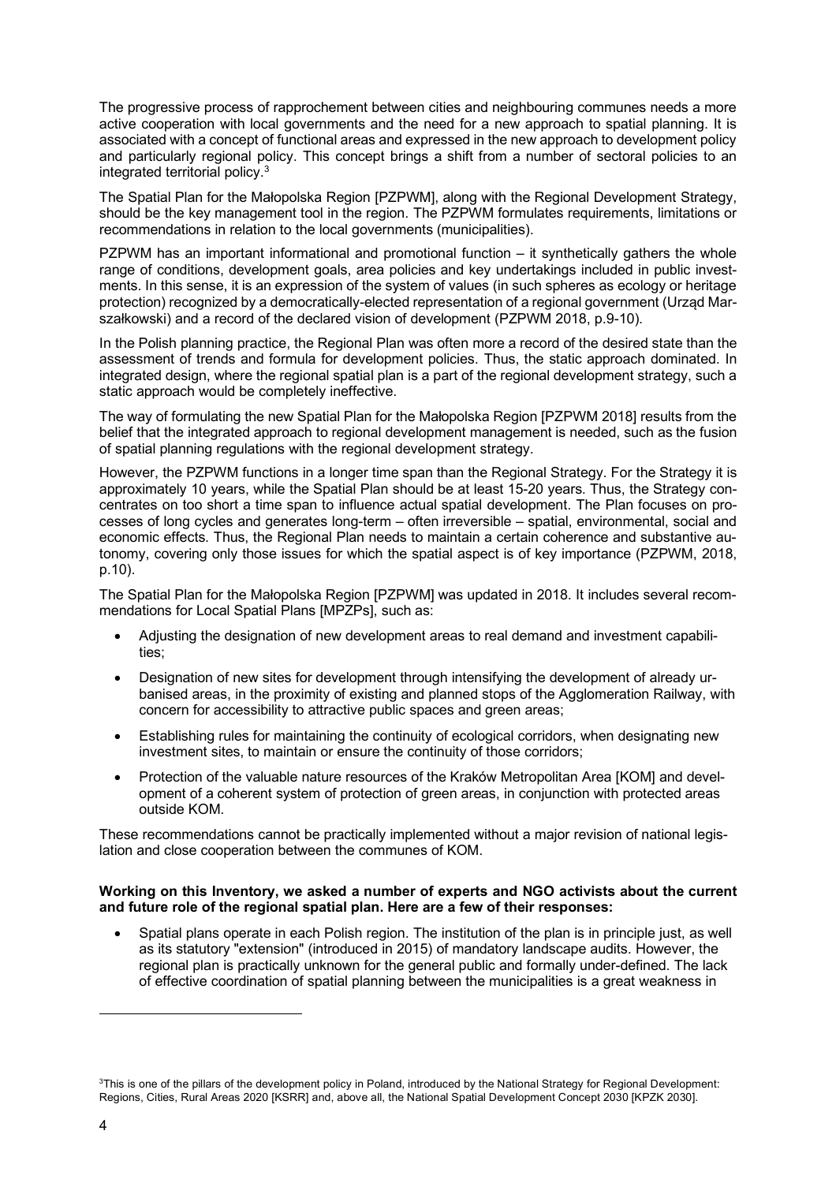The progressive process of rapprochement between cities and neighbouring communes needs a more active cooperation with local governments and the need for a new approach to spatial planning. It is associated with a concept of functional areas and expressed in the new approach to development policy and particularly regional policy. This concept brings a shift from a number of sectoral policies to an integrated territorial policy.[3]

The Spatial Plan for the Małopolska Region [PZPWM], along with the Regional Development Strategy, should be the key management tool in the region. The PZPWM formulates requirements, limitations or recommendations in relation to the local governments (municipalities).

PZPWM has an important informational and promotional function – it synthetically gathers the whole range of conditions, development goals, area policies and key undertakings included in public investments. In this sense, it is an expression of the system of values (in such spheres as ecology or heritage protection) recognized by a democratically-elected representation of a regional government (Urząd Marszałkowski) and a record of the declared vision of development (PZPWM 2018, p.9-10).

In the Polish planning practice, the Regional Plan was often more a record of the desired state than the assessment of trends and formula for development policies. Thus, the static approach dominated. In integrated design, where the regional spatial plan is a part of the regional development strategy, such a static approach would be completely ineffective.

The way of formulating the new Spatial Plan for the Małopolska Region [PZPWM 2018] results from the belief that the integrated approach to regional development management is needed, such as the fusion of spatial planning regulations with the regional development strategy.

However, the PZPWM functions in a longer time span than the Regional Strategy. For the Strategy it is approximately 10 years, while the Spatial Plan should be at least 15-20 years. Thus, the Strategy concentrates on too short a time span to influence actual spatial development. The Plan focuses on processes of long cycles and generates long-term – often irreversible – spatial, environmental, social and economic effects. Thus, the Regional Plan needs to maintain a certain coherence and substantive autonomy, covering only those issues for which the spatial aspect is of key importance (PZPWM, 2018, p.10).

The Spatial Plan for the Małopolska Region [PZPWM] was updated in 2018. It includes several recommendations for Local Spatial Plans [MPZPs], such as:

- Adjusting the designation of new development areas to real demand and investment capabilities;
- Designation of new sites for development through intensifying the development of already urbanised areas, in the proximity of existing and planned stops of the Agglomeration Railway, with concern for accessibility to attractive public spaces and green areas;
- Establishing rules for maintaining the continuity of ecological corridors, when designating new investment sites, to maintain or ensure the continuity of those corridors;
- Protection of the valuable nature resources of the Kraków Metropolitan Area [KOM] and development of a coherent system of protection of green areas, in conjunction with protected areas outside KOM.

These recommendations cannot be practically implemented without a major revision of national legislation and close cooperation between the communes of KOM.

**Working on this Inventory, we asked a number of experts and NGO activists about the current and future role of the regional spatial plan. Here are a few of their responses:**

- Spatial plans operate in each Polish region. The institution of the plan is in principle just, as well as its statutory "extension" (introduced in 2015) of mandatory landscape audits. However, the regional plan is practically unknown for the general public and formally under-defined. The lack of effective coordination of spatial planning between the municipalities is a great weakness in

[3] This is one of the pillars of the development policy in Poland, introduced by the National Strategy for Regional Development: Regions, Cities, Rural Areas 2020 [KSRR] and, above all, the National Spatial Development Concept 2030 [KPZK 2030].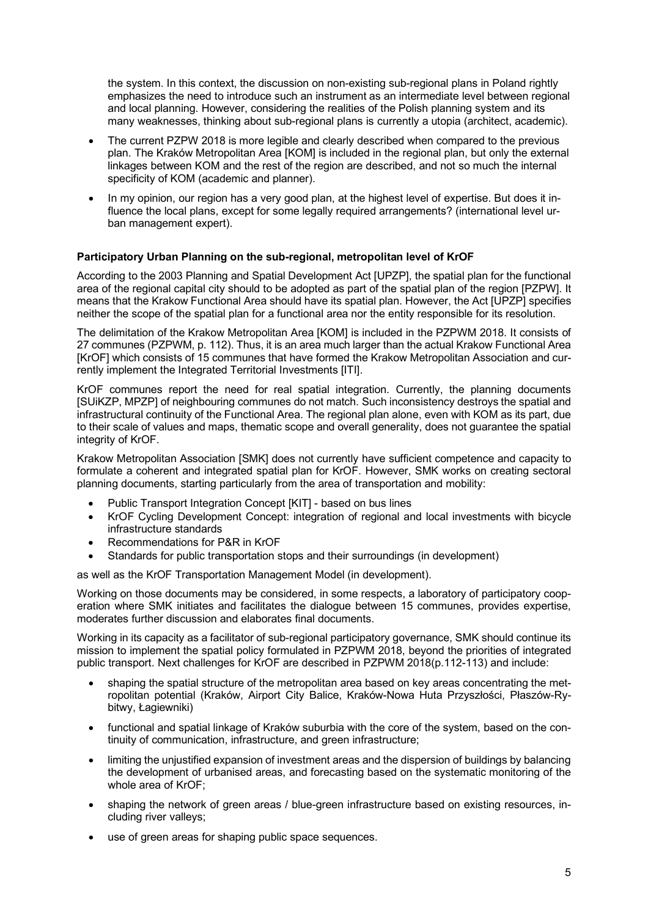the system. In this context, the discussion on non-existing sub-regional plans in Poland rightly emphasizes the need to introduce such an instrument as an intermediate level between regional and local planning. However, considering the realities of the Polish planning system and its many weaknesses, thinking about sub-regional plans is currently a utopia (architect, academic).

- The current PZPW 2018 is more legible and clearly described when compared to the previous plan. The Kraków Metropolitan Area [KOM] is included in the regional plan, but only the external linkages between KOM and the rest of the region are described, and not so much the internal specificity of KOM (academic and planner).
- In my opinion, our region has a very good plan, at the highest level of expertise. But does it influence the local plans, except for some legally required arrangements? (international level urban management expert).

**Participatory Urban Planning on the sub-regional, metropolitan level of KrOF**

According to the 2003 Planning and Spatial Development Act [UPZP], the spatial plan for the functional area of the regional capital city should to be adopted as part of the spatial plan of the region [PZPW]. It means that the Krakow Functional Area should have its spatial plan. However, the Act [UPZP] specifies neither the scope of the spatial plan for a functional area nor the entity responsible for its resolution.

The delimitation of the Krakow Metropolitan Area [KOM] is included in the PZPWM 2018. It consists of 27 communes (PZPWM, p. 112). Thus, it is an area much larger than the actual Krakow Functional Area [KrOF] which consists of 15 communes that have formed the Krakow Metropolitan Association and currently implement the Integrated Territorial Investments [ITI].

KrOF communes report the need for real spatial integration. Currently, the planning documents [SUiKZP, MPZP] of neighbouring communes do not match. Such inconsistency destroys the spatial and infrastructural continuity of the Functional Area. The regional plan alone, even with KOM as its part, due to their scale of values and maps, thematic scope and overall generality, does not guarantee the spatial integrity of KrOF.

Krakow Metropolitan Association [SMK] does not currently have sufficient competence and capacity to formulate a coherent and integrated spatial plan for KrOF. However, SMK works on creating sectoral planning documents, starting particularly from the area of transportation and mobility:

- Public Transport Integration Concept [KIT] - based on bus lines
- KrOF Cycling Development Concept: integration of regional and local investments with bicycle infrastructure standards
- Recommendations for P&R in KrOF
- Standards for public transportation stops and their surroundings (in development)

as well as the KrOF Transportation Management Model (in development).

Working on those documents may be considered, in some respects, a laboratory of participatory cooperation where SMK initiates and facilitates the dialogue between 15 communes, provides expertise, moderates further discussion and elaborates final documents.

Working in its capacity as a facilitator of sub-regional participatory governance, SMK should continue its mission to implement the spatial policy formulated in PZPWM 2018, beyond the priorities of integrated public transport. Next challenges for KrOF are described in PZPWM 2018(p.112-113) and include:

- shaping the spatial structure of the metropolitan area based on key areas concentrating the metropolitan potential (Kraków, Airport City Balice, Kraków-Nowa Huta Przyszłości, Płaszów-Rybitwy, Łagiewniki)
- functional and spatial linkage of Kraków suburbia with the core of the system, based on the continuity of communication, infrastructure, and green infrastructure;
- limiting the unjustified expansion of investment areas and the dispersion of buildings by balancing the development of urbanised areas, and forecasting based on the systematic monitoring of the whole area of KrOF;
- shaping the network of green areas / blue-green infrastructure based on existing resources, including river valleys;
- use of green areas for shaping public space sequences.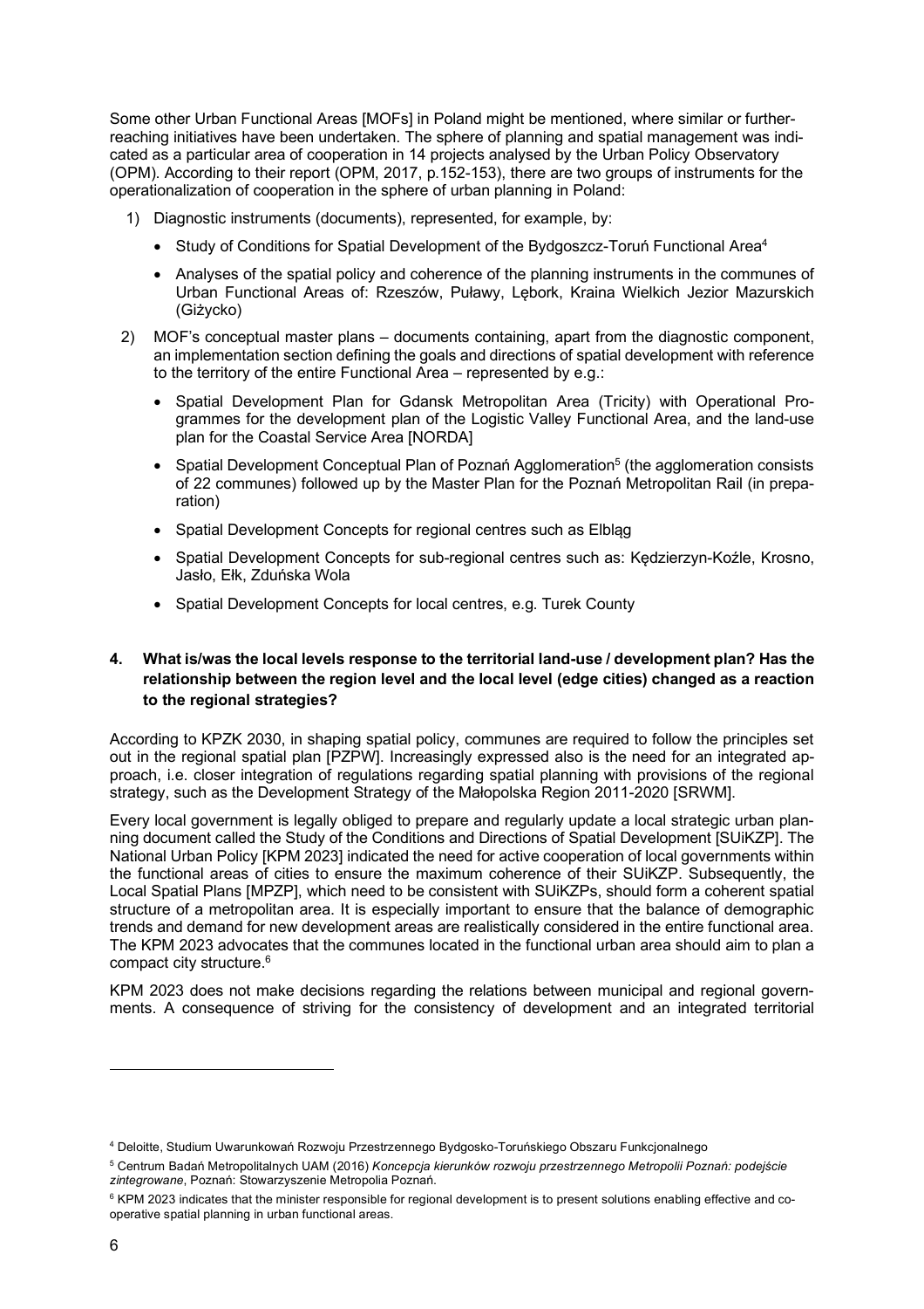Some other Urban Functional Areas [MOFs] in Poland might be mentioned, where similar or further-reaching initiatives have been undertaken. The sphere of planning and spatial management was indicated as a particular area of cooperation in 14 projects analysed by the Urban Policy Observatory (OPM). According to their report (OPM, 2017, p.152-153), there are two groups of instruments for the operationalization of cooperation in the sphere of urban planning in Poland:

1) Diagnostic instruments (documents), represented, for example, by:
   - Study of Conditions for Spatial Development of the Bydgoszcz-Toruń Functional Area[4]
   - Analyses of the spatial policy and coherence of the planning instruments in the communes of Urban Functional Areas of: Rzeszów, Puławy, Lębork, Kraina Wielkich Jezior Mazurskich (Giżycko)
2) MOF's conceptual master plans – documents containing, apart from the diagnostic component, an implementation section defining the goals and directions of spatial development with reference to the territory of the entire Functional Area – represented by e.g.:
   - Spatial Development Plan for Gdansk Metropolitan Area (Tricity) with Operational Programmes for the development plan of the Logistic Valley Functional Area, and the land-use plan for the Coastal Service Area [NORDA]
   - Spatial Development Conceptual Plan of Poznań Agglomeration[5] (the agglomeration consists of 22 communes) followed up by the Master Plan for the Poznań Metropolitan Rail (in preparation)
   - Spatial Development Concepts for regional centres such as Elbląg
   - Spatial Development Concepts for sub-regional centres such as: Kędzierzyn-Koźle, Krosno, Jasło, Ełk, Zduńska Wola
   - Spatial Development Concepts for local centres, e.g. Turek County

**4. What is/was the local levels response to the territorial land-use / development plan? Has the relationship between the region level and the local level (edge cities) changed as a reaction to the regional strategies?**

According to KPZK 2030, in shaping spatial policy, communes are required to follow the principles set out in the regional spatial plan [PZPW]. Increasingly expressed also is the need for an integrated approach, i.e. closer integration of regulations regarding spatial planning with provisions of the regional strategy, such as the Development Strategy of the Małopolska Region 2011-2020 [SRWM].

Every local government is legally obliged to prepare and regularly update a local strategic urban planning document called the Study of the Conditions and Directions of Spatial Development [SUiKZP]. The National Urban Policy [KPM 2023] indicated the need for active cooperation of local governments within the functional areas of cities to ensure the maximum coherence of their SUiKZP. Subsequently, the Local Spatial Plans [MPZP], which need to be consistent with SUiKZPs, should form a coherent spatial structure of a metropolitan area. It is especially important to ensure that the balance of demographic trends and demand for new development areas are realistically considered in the entire functional area. The KPM 2023 advocates that the communes located in the functional urban area should aim to plan a compact city structure.[6]

KPM 2023 does not make decisions regarding the relations between municipal and regional governments. A consequence of striving for the consistency of development and an integrated territorial

---

[4] Deloitte, Studium Uwarunkowań Rozwoju Przestrzennego Bydgosko-Toruńskiego Obszaru Funkcjonalnego

[5] Centrum Badań Metropolitalnych UAM (2016) *Koncepcja kierunków rozwoju przestrzennego Metropolii Poznań: podejście zintegrowane*, Poznań: Stowarzyszenie Metropolia Poznań.

[6] KPM 2023 indicates that the minister responsible for regional development is to present solutions enabling effective and co-operative spatial planning in urban functional areas.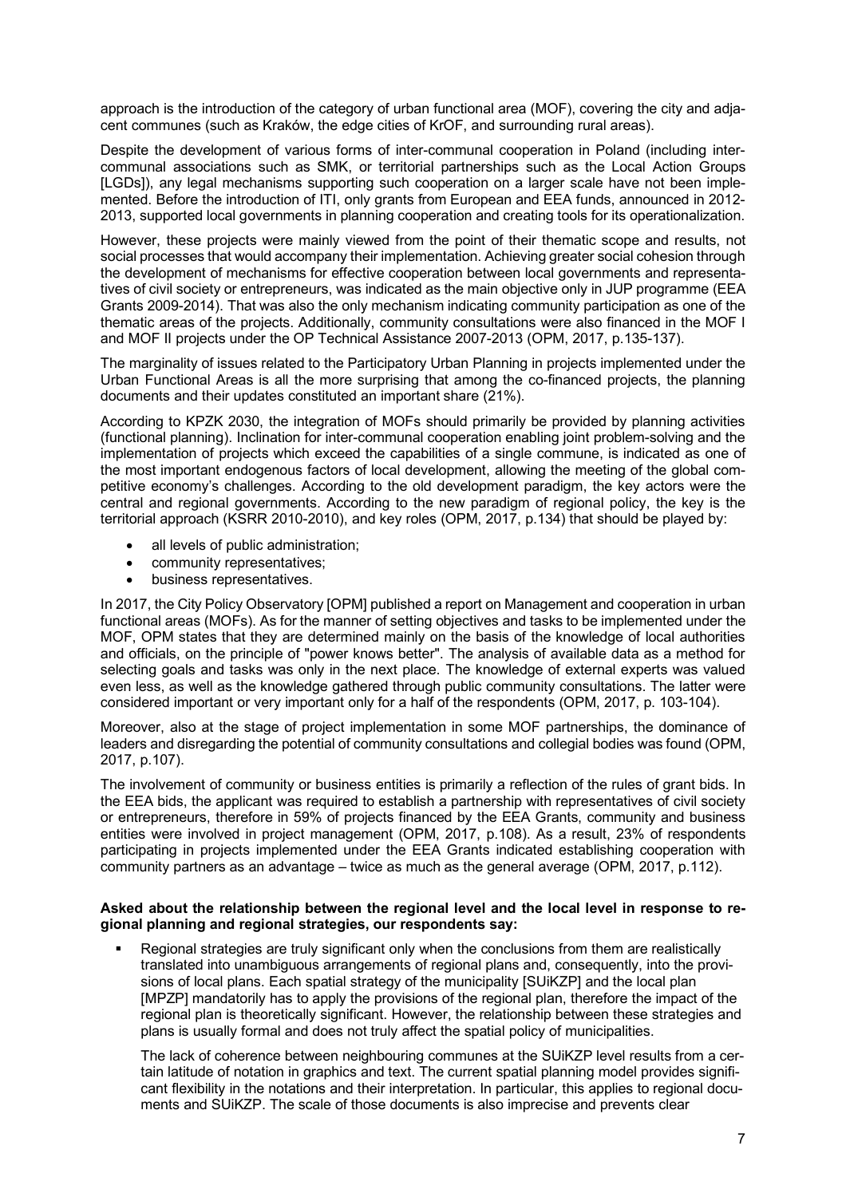approach is the introduction of the category of urban functional area (MOF), covering the city and adjacent communes (such as Kraków, the edge cities of KrOF, and surrounding rural areas).

Despite the development of various forms of inter-communal cooperation in Poland (including inter-communal associations such as SMK, or territorial partnerships such as the Local Action Groups [LGDs]), any legal mechanisms supporting such cooperation on a larger scale have not been implemented. Before the introduction of ITI, only grants from European and EEA funds, announced in 2012-2013, supported local governments in planning cooperation and creating tools for its operationalization.

However, these projects were mainly viewed from the point of their thematic scope and results, not social processes that would accompany their implementation. Achieving greater social cohesion through the development of mechanisms for effective cooperation between local governments and representatives of civil society or entrepreneurs, was indicated as the main objective only in JUP programme (EEA Grants 2009-2014). That was also the only mechanism indicating community participation as one of the thematic areas of the projects. Additionally, community consultations were also financed in the MOF I and MOF II projects under the OP Technical Assistance 2007-2013 (OPM, 2017, p.135-137).

The marginality of issues related to the Participatory Urban Planning in projects implemented under the Urban Functional Areas is all the more surprising that among the co-financed projects, the planning documents and their updates constituted an important share (21%).

According to KPZK 2030, the integration of MOFs should primarily be provided by planning activities (functional planning). Inclination for inter-communal cooperation enabling joint problem-solving and the implementation of projects which exceed the capabilities of a single commune, is indicated as one of the most important endogenous factors of local development, allowing the meeting of the global competitive economy's challenges. According to the old development paradigm, the key actors were the central and regional governments. According to the new paradigm of regional policy, the key is the territorial approach (KSRR 2010-2010), and key roles (OPM, 2017, p.134) that should be played by:

- all levels of public administration;
- community representatives;
- business representatives.

In 2017, the City Policy Observatory [OPM] published a report on Management and cooperation in urban functional areas (MOFs). As for the manner of setting objectives and tasks to be implemented under the MOF, OPM states that they are determined mainly on the basis of the knowledge of local authorities and officials, on the principle of "power knows better". The analysis of available data as a method for selecting goals and tasks was only in the next place. The knowledge of external experts was valued even less, as well as the knowledge gathered through public community consultations. The latter were considered important or very important only for a half of the respondents (OPM, 2017, p. 103-104).

Moreover, also at the stage of project implementation in some MOF partnerships, the dominance of leaders and disregarding the potential of community consultations and collegial bodies was found (OPM, 2017, p.107).

The involvement of community or business entities is primarily a reflection of the rules of grant bids. In the EEA bids, the applicant was required to establish a partnership with representatives of civil society or entrepreneurs, therefore in 59% of projects financed by the EEA Grants, community and business entities were involved in project management (OPM, 2017, p.108). As a result, 23% of respondents participating in projects implemented under the EEA Grants indicated establishing cooperation with community partners as an advantage – twice as much as the general average (OPM, 2017, p.112).

**Asked about the relationship between the regional level and the local level in response to regional planning and regional strategies, our respondents say:**

- Regional strategies are truly significant only when the conclusions from them are realistically translated into unambiguous arrangements of regional plans and, consequently, into the provisions of local plans. Each spatial strategy of the municipality [SUiKZP] and the local plan [MPZP] mandatorily has to apply the provisions of the regional plan, therefore the impact of the regional plan is theoretically significant. However, the relationship between these strategies and plans is usually formal and does not truly affect the spatial policy of municipalities.

  The lack of coherence between neighbouring communes at the SUiKZP level results from a certain latitude of notation in graphics and text. The current spatial planning model provides significant flexibility in the notations and their interpretation. In particular, this applies to regional documents and SUiKZP. The scale of those documents is also imprecise and prevents clear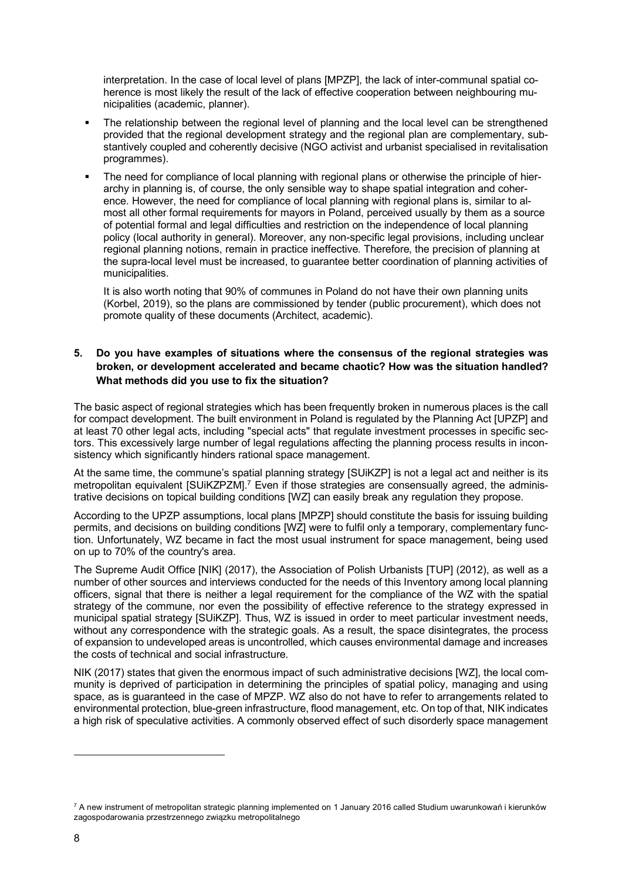interpretation. In the case of local level of plans [MPZP], the lack of inter-communal spatial coherence is most likely the result of the lack of effective cooperation between neighbouring municipalities (academic, planner).

- The relationship between the regional level of planning and the local level can be strengthened provided that the regional development strategy and the regional plan are complementary, substantively coupled and coherently decisive (NGO activist and urbanist specialised in revitalisation programmes).
- The need for compliance of local planning with regional plans or otherwise the principle of hierarchy in planning is, of course, the only sensible way to shape spatial integration and coherence. However, the need for compliance of local planning with regional plans is, similar to almost all other formal requirements for mayors in Poland, perceived usually by them as a source of potential formal and legal difficulties and restriction on the independence of local planning policy (local authority in general). Moreover, any non-specific legal provisions, including unclear regional planning notions, remain in practice ineffective. Therefore, the precision of planning at the supra-local level must be increased, to guarantee better coordination of planning activities of municipalities.

  It is also worth noting that 90% of communes in Poland do not have their own planning units (Korbel, 2019), so the plans are commissioned by tender (public procurement), which does not promote quality of these documents (Architect, academic).

**5. Do you have examples of situations where the consensus of the regional strategies was broken, or development accelerated and became chaotic? How was the situation handled? What methods did you use to fix the situation?**

The basic aspect of regional strategies which has been frequently broken in numerous places is the call for compact development. The built environment in Poland is regulated by the Planning Act [UPZP] and at least 70 other legal acts, including "special acts" that regulate investment processes in specific sectors. This excessively large number of legal regulations affecting the planning process results in inconsistency which significantly hinders rational space management.

At the same time, the commune's spatial planning strategy [SUiKZP] is not a legal act and neither is its metropolitan equivalent [SUiKZPZM].[7] Even if those strategies are consensually agreed, the administrative decisions on topical building conditions [WZ] can easily break any regulation they propose.

According to the UPZP assumptions, local plans [MPZP] should constitute the basis for issuing building permits, and decisions on building conditions [WZ] were to fulfil only a temporary, complementary function. Unfortunately, WZ became in fact the most usual instrument for space management, being used on up to 70% of the country's area.

The Supreme Audit Office [NIK] (2017), the Association of Polish Urbanists [TUP] (2012), as well as a number of other sources and interviews conducted for the needs of this Inventory among local planning officers, signal that there is neither a legal requirement for the compliance of the WZ with the spatial strategy of the commune, nor even the possibility of effective reference to the strategy expressed in municipal spatial strategy [SUiKZP]. Thus, WZ is issued in order to meet particular investment needs, without any correspondence with the strategic goals. As a result, the space disintegrates, the process of expansion to undeveloped areas is uncontrolled, which causes environmental damage and increases the costs of technical and social infrastructure.

NIK (2017) states that given the enormous impact of such administrative decisions [WZ], the local community is deprived of participation in determining the principles of spatial policy, managing and using space, as is guaranteed in the case of MPZP. WZ also do not have to refer to arrangements related to environmental protection, blue-green infrastructure, flood management, etc. On top of that, NIK indicates a high risk of speculative activities. A commonly observed effect of such disorderly space management

---

[7] A new instrument of metropolitan strategic planning implemented on 1 January 2016 called Studium uwarunkowań i kierunków zagospodarowania przestrzennego związku metropolitalnego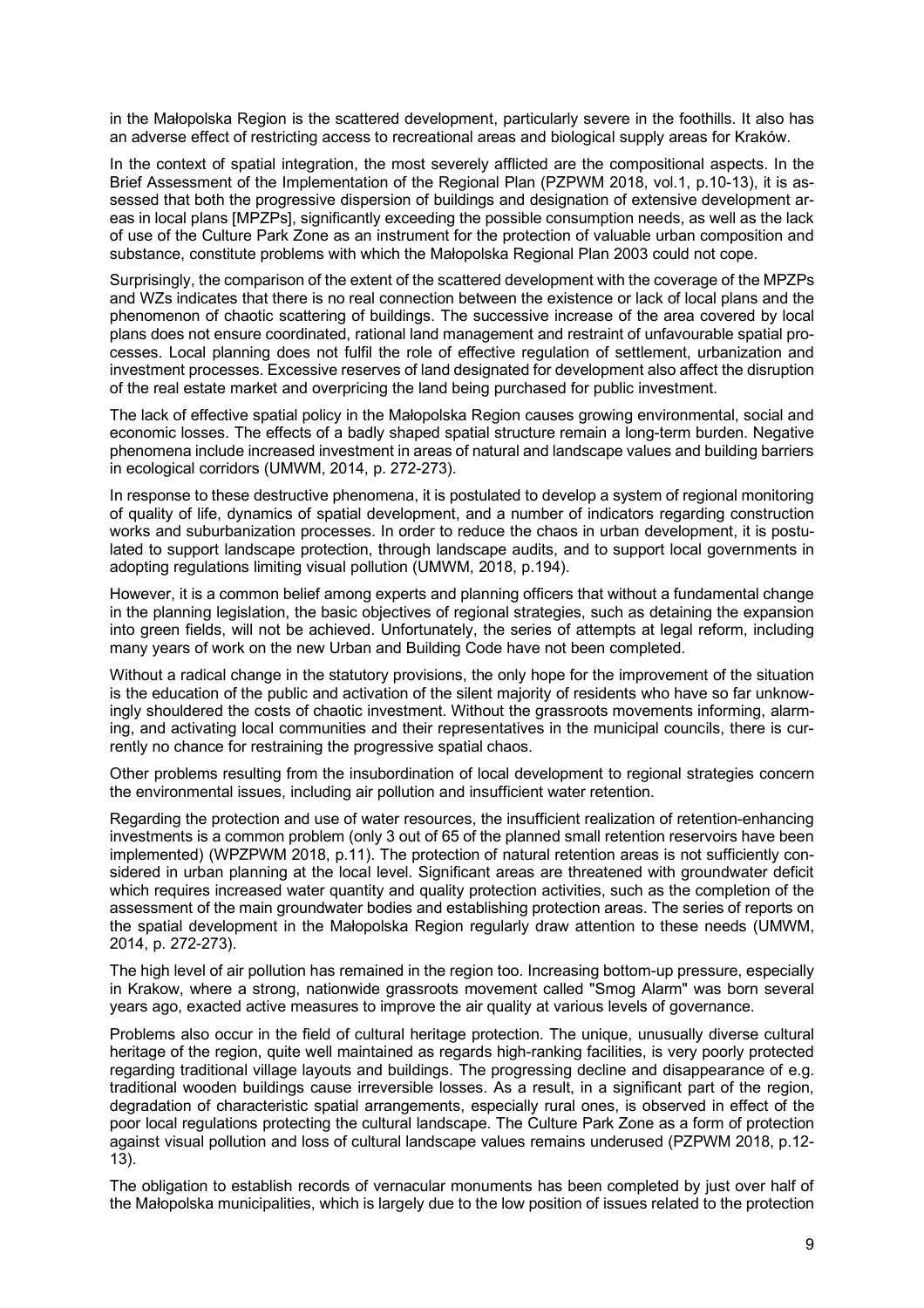in the Małopolska Region is the scattered development, particularly severe in the foothills. It also has an adverse effect of restricting access to recreational areas and biological supply areas for Kraków.

In the context of spatial integration, the most severely afflicted are the compositional aspects. In the Brief Assessment of the Implementation of the Regional Plan (PZPWM 2018, vol.1, p.10-13), it is assessed that both the progressive dispersion of buildings and designation of extensive development areas in local plans [MPZPs], significantly exceeding the possible consumption needs, as well as the lack of use of the Culture Park Zone as an instrument for the protection of valuable urban composition and substance, constitute problems with which the Małopolska Regional Plan 2003 could not cope.

Surprisingly, the comparison of the extent of the scattered development with the coverage of the MPZPs and WZs indicates that there is no real connection between the existence or lack of local plans and the phenomenon of chaotic scattering of buildings. The successive increase of the area covered by local plans does not ensure coordinated, rational land management and restraint of unfavourable spatial processes. Local planning does not fulfil the role of effective regulation of settlement, urbanization and investment processes. Excessive reserves of land designated for development also affect the disruption of the real estate market and overpricing the land being purchased for public investment.

The lack of effective spatial policy in the Małopolska Region causes growing environmental, social and economic losses. The effects of a badly shaped spatial structure remain a long-term burden. Negative phenomena include increased investment in areas of natural and landscape values and building barriers in ecological corridors (UMWM, 2014, p. 272-273).

In response to these destructive phenomena, it is postulated to develop a system of regional monitoring of quality of life, dynamics of spatial development, and a number of indicators regarding construction works and suburbanization processes. In order to reduce the chaos in urban development, it is postulated to support landscape protection, through landscape audits, and to support local governments in adopting regulations limiting visual pollution (UMWM, 2018, p.194).

However, it is a common belief among experts and planning officers that without a fundamental change in the planning legislation, the basic objectives of regional strategies, such as detaining the expansion into green fields, will not be achieved. Unfortunately, the series of attempts at legal reform, including many years of work on the new Urban and Building Code have not been completed.

Without a radical change in the statutory provisions, the only hope for the improvement of the situation is the education of the public and activation of the silent majority of residents who have so far unknowingly shouldered the costs of chaotic investment. Without the grassroots movements informing, alarming, and activating local communities and their representatives in the municipal councils, there is currently no chance for restraining the progressive spatial chaos.

Other problems resulting from the insubordination of local development to regional strategies concern the environmental issues, including air pollution and insufficient water retention.

Regarding the protection and use of water resources, the insufficient realization of retention-enhancing investments is a common problem (only 3 out of 65 of the planned small retention reservoirs have been implemented) (WPZPWM 2018, p.11). The protection of natural retention areas is not sufficiently considered in urban planning at the local level. Significant areas are threatened with groundwater deficit which requires increased water quantity and quality protection activities, such as the completion of the assessment of the main groundwater bodies and establishing protection areas. The series of reports on the spatial development in the Małopolska Region regularly draw attention to these needs (UMWM, 2014, p. 272-273).

The high level of air pollution has remained in the region too. Increasing bottom-up pressure, especially in Krakow, where a strong, nationwide grassroots movement called "Smog Alarm" was born several years ago, exacted active measures to improve the air quality at various levels of governance.

Problems also occur in the field of cultural heritage protection. The unique, unusually diverse cultural heritage of the region, quite well maintained as regards high-ranking facilities, is very poorly protected regarding traditional village layouts and buildings. The progressing decline and disappearance of e.g. traditional wooden buildings cause irreversible losses. As a result, in a significant part of the region, degradation of characteristic spatial arrangements, especially rural ones, is observed in effect of the poor local regulations protecting the cultural landscape. The Culture Park Zone as a form of protection against visual pollution and loss of cultural landscape values remains underused (PZPWM 2018, p.12-13).

The obligation to establish records of vernacular monuments has been completed by just over half of the Małopolska municipalities, which is largely due to the low position of issues related to the protection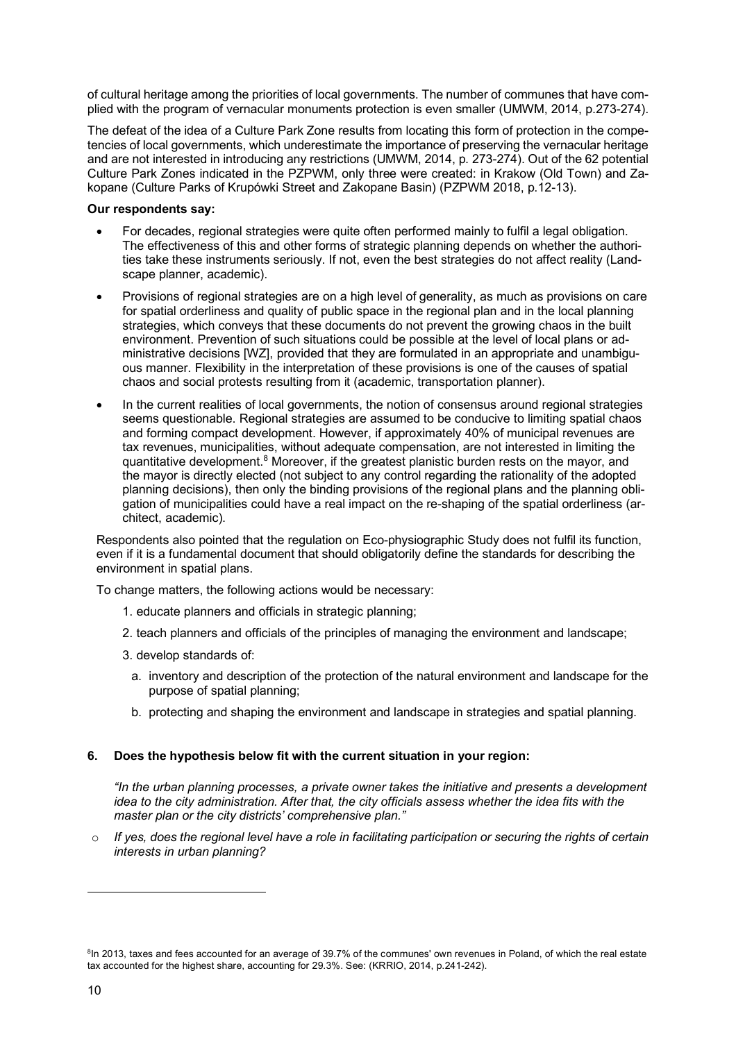of cultural heritage among the priorities of local governments. The number of communes that have complied with the program of vernacular monuments protection is even smaller (UMWM, 2014, p.273-274).

The defeat of the idea of a Culture Park Zone results from locating this form of protection in the competencies of local governments, which underestimate the importance of preserving the vernacular heritage and are not interested in introducing any restrictions (UMWM, 2014, p. 273-274). Out of the 62 potential Culture Park Zones indicated in the PZPWM, only three were created: in Krakow (Old Town) and Zakopane (Culture Parks of Krupówki Street and Zakopane Basin) (PZPWM 2018, p.12-13).

**Our respondents say:**

- For decades, regional strategies were quite often performed mainly to fulfil a legal obligation. The effectiveness of this and other forms of strategic planning depends on whether the authorities take these instruments seriously. If not, even the best strategies do not affect reality (Landscape planner, academic).
- Provisions of regional strategies are on a high level of generality, as much as provisions on care for spatial orderliness and quality of public space in the regional plan and in the local planning strategies, which conveys that these documents do not prevent the growing chaos in the built environment. Prevention of such situations could be possible at the level of local plans or administrative decisions [WZ], provided that they are formulated in an appropriate and unambiguous manner. Flexibility in the interpretation of these provisions is one of the causes of spatial chaos and social protests resulting from it (academic, transportation planner).
- In the current realities of local governments, the notion of consensus around regional strategies seems questionable. Regional strategies are assumed to be conducive to limiting spatial chaos and forming compact development. However, if approximately 40% of municipal revenues are tax revenues, municipalities, without adequate compensation, are not interested in limiting the quantitative development.[8] Moreover, if the greatest planistic burden rests on the mayor, and the mayor is directly elected (not subject to any control regarding the rationality of the adopted planning decisions), then only the binding provisions of the regional plans and the planning obligation of municipalities could have a real impact on the re-shaping of the spatial orderliness (architect, academic).

Respondents also pointed that the regulation on Eco-physiographic Study does not fulfil its function, even if it is a fundamental document that should obligatorily define the standards for describing the environment in spatial plans.

To change matters, the following actions would be necessary:

1. educate planners and officials in strategic planning;
2. teach planners and officials of the principles of managing the environment and landscape;
3. develop standards of:
   a. inventory and description of the protection of the natural environment and landscape for the purpose of spatial planning;
   b. protecting and shaping the environment and landscape in strategies and spatial planning.

## 6. Does the hypothesis below fit with the current situation in your region:

*"In the urban planning processes, a private owner takes the initiative and presents a development idea to the city administration. After that, the city officials assess whether the idea fits with the master plan or the city districts' comprehensive plan."*

- *If yes, does the regional level have a role in facilitating participation or securing the rights of certain interests in urban planning?*

[8] In 2013, taxes and fees accounted for an average of 39.7% of the communes' own revenues in Poland, of which the real estate tax accounted for the highest share, accounting for 29.3%. See: (KRRIO, 2014, p.241-242).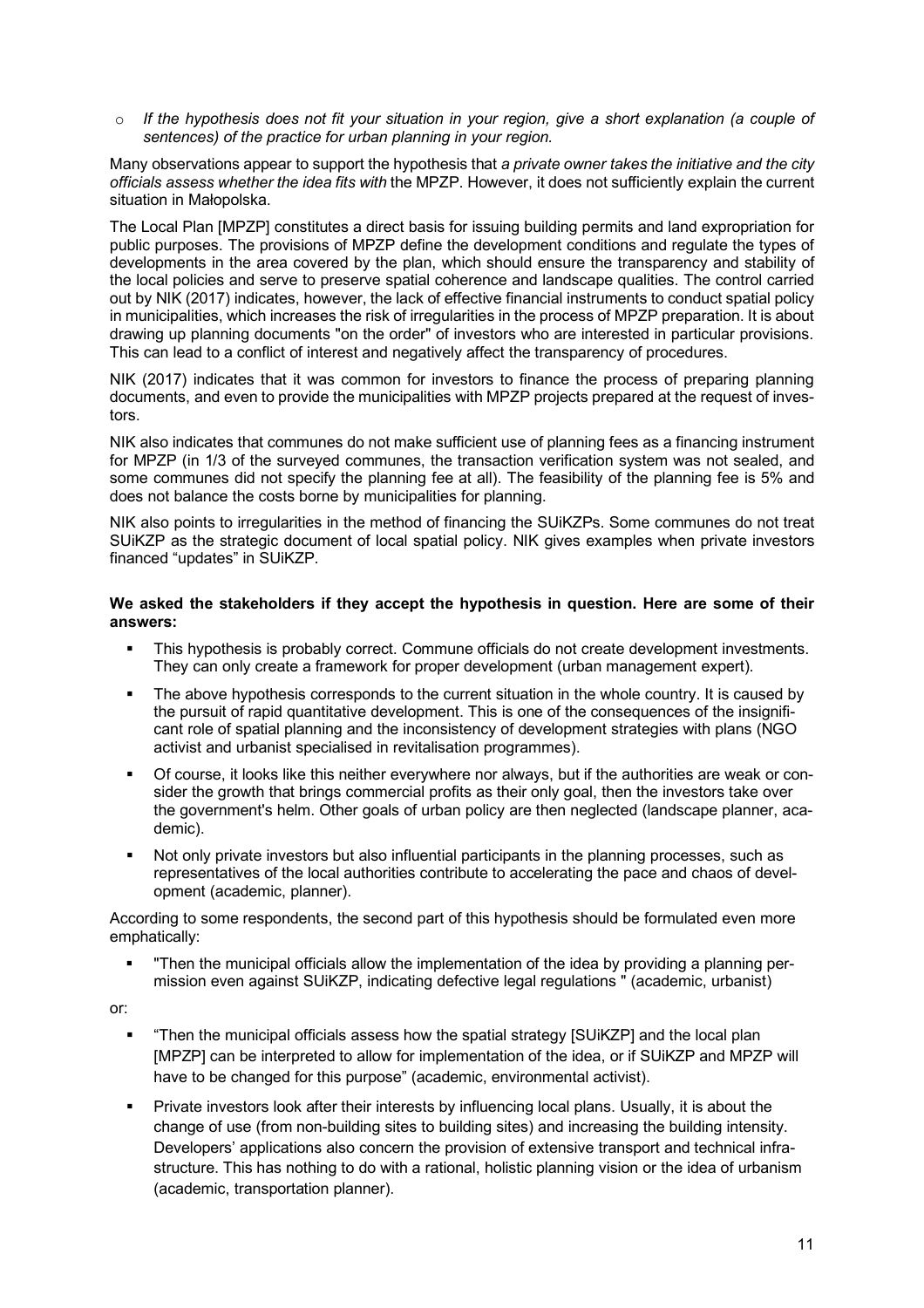- *If the hypothesis does not fit your situation in your region, give a short explanation (a couple of sentences) of the practice for urban planning in your region.*

Many observations appear to support the hypothesis that *a private owner takes the initiative and the city officials assess whether the idea fits with* the MPZP. However, it does not sufficiently explain the current situation in Małopolska.

The Local Plan [MPZP] constitutes a direct basis for issuing building permits and land expropriation for public purposes. The provisions of MPZP define the development conditions and regulate the types of developments in the area covered by the plan, which should ensure the transparency and stability of the local policies and serve to preserve spatial coherence and landscape qualities. The control carried out by NIK (2017) indicates, however, the lack of effective financial instruments to conduct spatial policy in municipalities, which increases the risk of irregularities in the process of MPZP preparation. It is about drawing up planning documents "on the order" of investors who are interested in particular provisions. This can lead to a conflict of interest and negatively affect the transparency of procedures.

NIK (2017) indicates that it was common for investors to finance the process of preparing planning documents, and even to provide the municipalities with MPZP projects prepared at the request of investors.

NIK also indicates that communes do not make sufficient use of planning fees as a financing instrument for MPZP (in 1/3 of the surveyed communes, the transaction verification system was not sealed, and some communes did not specify the planning fee at all). The feasibility of the planning fee is 5% and does not balance the costs borne by municipalities for planning.

NIK also points to irregularities in the method of financing the SUiKZPs. Some communes do not treat SUiKZP as the strategic document of local spatial policy. NIK gives examples when private investors financed “updates” in SUiKZP.

**We asked the stakeholders if they accept the hypothesis in question. Here are some of their answers:**

- This hypothesis is probably correct. Commune officials do not create development investments. They can only create a framework for proper development (urban management expert).
- The above hypothesis corresponds to the current situation in the whole country. It is caused by the pursuit of rapid quantitative development. This is one of the consequences of the insignificant role of spatial planning and the inconsistency of development strategies with plans (NGO activist and urbanist specialised in revitalisation programmes).
- Of course, it looks like this neither everywhere nor always, but if the authorities are weak or consider the growth that brings commercial profits as their only goal, then the investors take over the government's helm. Other goals of urban policy are then neglected (landscape planner, academic).
- Not only private investors but also influential participants in the planning processes, such as representatives of the local authorities contribute to accelerating the pace and chaos of development (academic, planner).

According to some respondents, the second part of this hypothesis should be formulated even more emphatically:

- "Then the municipal officials allow the implementation of the idea by providing a planning permission even against SUiKZP, indicating defective legal regulations " (academic, urbanist)

or:

- “Then the municipal officials assess how the spatial strategy [SUiKZP] and the local plan [MPZP] can be interpreted to allow for implementation of the idea, or if SUiKZP and MPZP will have to be changed for this purpose” (academic, environmental activist).
- Private investors look after their interests by influencing local plans. Usually, it is about the change of use (from non-building sites to building sites) and increasing the building intensity. Developers’ applications also concern the provision of extensive transport and technical infrastructure. This has nothing to do with a rational, holistic planning vision or the idea of urbanism (academic, transportation planner).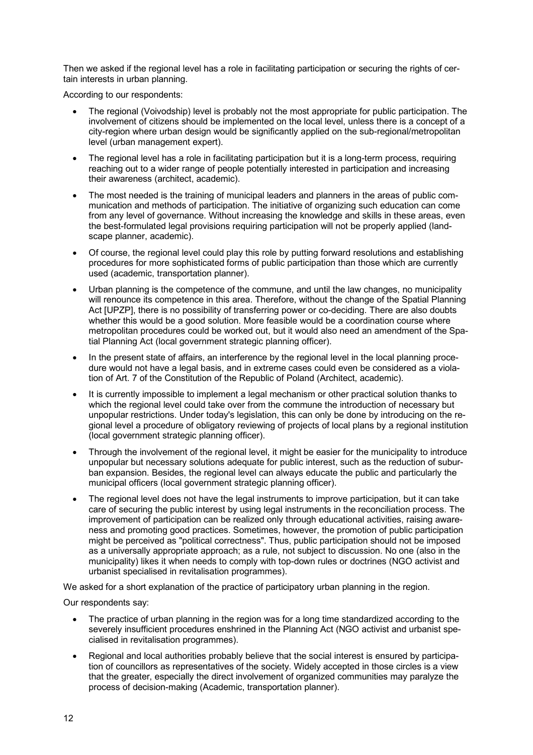Then we asked if the regional level has a role in facilitating participation or securing the rights of certain interests in urban planning.

According to our respondents:

- The regional (Voivodship) level is probably not the most appropriate for public participation. The involvement of citizens should be implemented on the local level, unless there is a concept of a city-region where urban design would be significantly applied on the sub-regional/metropolitan level (urban management expert).
- The regional level has a role in facilitating participation but it is a long-term process, requiring reaching out to a wider range of people potentially interested in participation and increasing their awareness (architect, academic).
- The most needed is the training of municipal leaders and planners in the areas of public communication and methods of participation. The initiative of organizing such education can come from any level of governance. Without increasing the knowledge and skills in these areas, even the best-formulated legal provisions requiring participation will not be properly applied (landscape planner, academic).
- Of course, the regional level could play this role by putting forward resolutions and establishing procedures for more sophisticated forms of public participation than those which are currently used (academic, transportation planner).
- Urban planning is the competence of the commune, and until the law changes, no municipality will renounce its competence in this area. Therefore, without the change of the Spatial Planning Act [UPZP], there is no possibility of transferring power or co-deciding. There are also doubts whether this would be a good solution. More feasible would be a coordination course where metropolitan procedures could be worked out, but it would also need an amendment of the Spatial Planning Act (local government strategic planning officer).
- In the present state of affairs, an interference by the regional level in the local planning procedure would not have a legal basis, and in extreme cases could even be considered as a violation of Art. 7 of the Constitution of the Republic of Poland (Architect, academic).
- It is currently impossible to implement a legal mechanism or other practical solution thanks to which the regional level could take over from the commune the introduction of necessary but unpopular restrictions. Under today's legislation, this can only be done by introducing on the regional level a procedure of obligatory reviewing of projects of local plans by a regional institution (local government strategic planning officer).
- Through the involvement of the regional level, it might be easier for the municipality to introduce unpopular but necessary solutions adequate for public interest, such as the reduction of suburban expansion. Besides, the regional level can always educate the public and particularly the municipal officers (local government strategic planning officer).
- The regional level does not have the legal instruments to improve participation, but it can take care of securing the public interest by using legal instruments in the reconciliation process. The improvement of participation can be realized only through educational activities, raising awareness and promoting good practices. Sometimes, however, the promotion of public participation might be perceived as "political correctness". Thus, public participation should not be imposed as a universally appropriate approach; as a rule, not subject to discussion. No one (also in the municipality) likes it when needs to comply with top-down rules or doctrines (NGO activist and urbanist specialised in revitalisation programmes).

We asked for a short explanation of the practice of participatory urban planning in the region.

Our respondents say:

- The practice of urban planning in the region was for a long time standardized according to the severely insufficient procedures enshrined in the Planning Act (NGO activist and urbanist specialised in revitalisation programmes).
- Regional and local authorities probably believe that the social interest is ensured by participation of councillors as representatives of the society. Widely accepted in those circles is a view that the greater, especially the direct involvement of organized communities may paralyze the process of decision-making (Academic, transportation planner).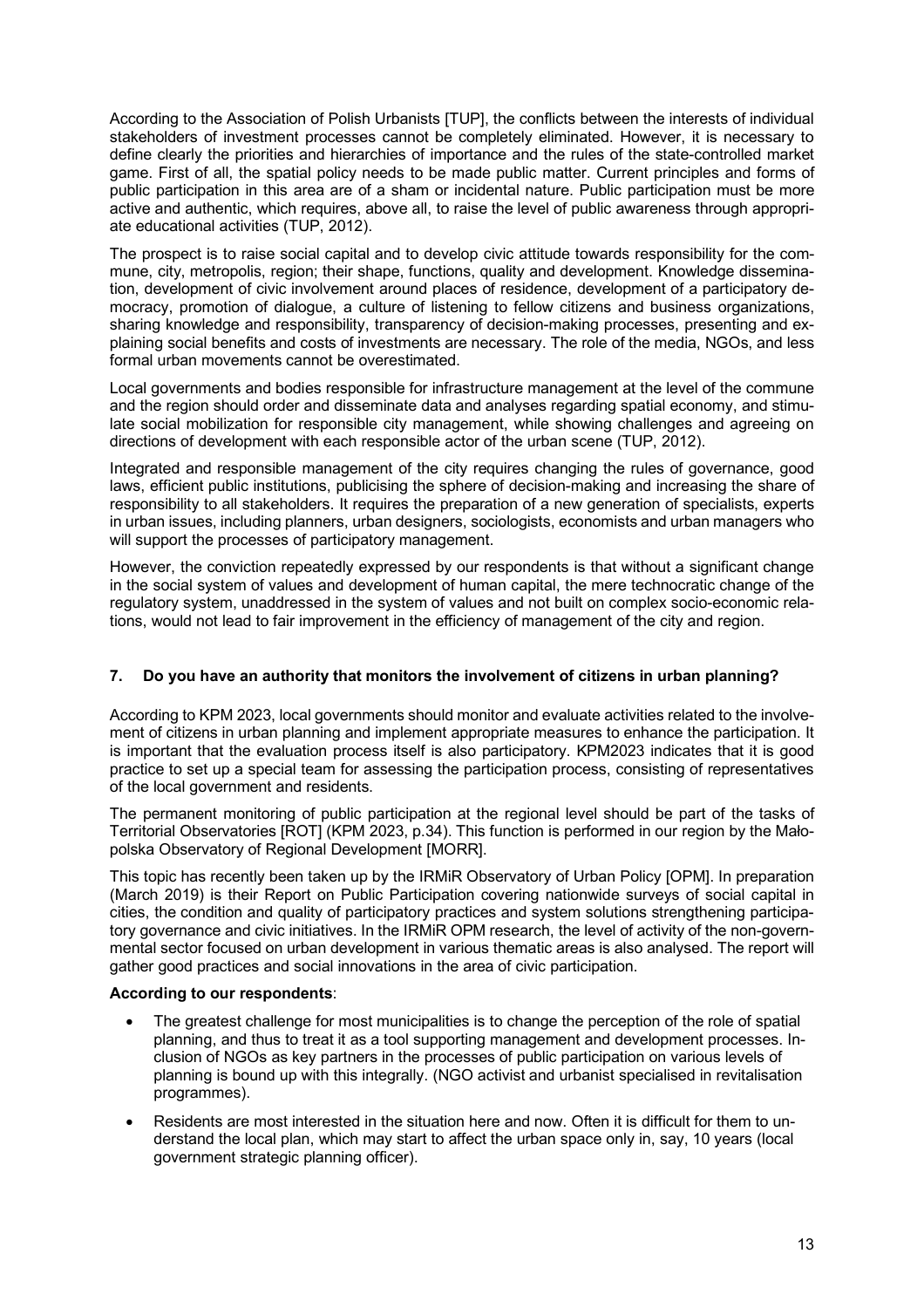According to the Association of Polish Urbanists [TUP], the conflicts between the interests of individual stakeholders of investment processes cannot be completely eliminated. However, it is necessary to define clearly the priorities and hierarchies of importance and the rules of the state-controlled market game. First of all, the spatial policy needs to be made public matter. Current principles and forms of public participation in this area are of a sham or incidental nature. Public participation must be more active and authentic, which requires, above all, to raise the level of public awareness through appropriate educational activities (TUP, 2012).

The prospect is to raise social capital and to develop civic attitude towards responsibility for the commune, city, metropolis, region; their shape, functions, quality and development. Knowledge dissemination, development of civic involvement around places of residence, development of a participatory democracy, promotion of dialogue, a culture of listening to fellow citizens and business organizations, sharing knowledge and responsibility, transparency of decision-making processes, presenting and explaining social benefits and costs of investments are necessary. The role of the media, NGOs, and less formal urban movements cannot be overestimated.

Local governments and bodies responsible for infrastructure management at the level of the commune and the region should order and disseminate data and analyses regarding spatial economy, and stimulate social mobilization for responsible city management, while showing challenges and agreeing on directions of development with each responsible actor of the urban scene (TUP, 2012).

Integrated and responsible management of the city requires changing the rules of governance, good laws, efficient public institutions, publicising the sphere of decision-making and increasing the share of responsibility to all stakeholders. It requires the preparation of a new generation of specialists, experts in urban issues, including planners, urban designers, sociologists, economists and urban managers who will support the processes of participatory management.

However, the conviction repeatedly expressed by our respondents is that without a significant change in the social system of values and development of human capital, the mere technocratic change of the regulatory system, unaddressed in the system of values and not built on complex socio-economic relations, would not lead to fair improvement in the efficiency of management of the city and region.

## 7. Do you have an authority that monitors the involvement of citizens in urban planning?

According to KPM 2023, local governments should monitor and evaluate activities related to the involvement of citizens in urban planning and implement appropriate measures to enhance the participation. It is important that the evaluation process itself is also participatory. KPM2023 indicates that it is good practice to set up a special team for assessing the participation process, consisting of representatives of the local government and residents.

The permanent monitoring of public participation at the regional level should be part of the tasks of Territorial Observatories [ROT] (KPM 2023, p.34). This function is performed in our region by the Małopolska Observatory of Regional Development [MORR].

This topic has recently been taken up by the IRMiR Observatory of Urban Policy [OPM]. In preparation (March 2019) is their Report on Public Participation covering nationwide surveys of social capital in cities, the condition and quality of participatory practices and system solutions strengthening participatory governance and civic initiatives. In the IRMiR OPM research, the level of activity of the non-governmental sector focused on urban development in various thematic areas is also analysed. The report will gather good practices and social innovations in the area of civic participation.

**According to our respondents**:

- The greatest challenge for most municipalities is to change the perception of the role of spatial planning, and thus to treat it as a tool supporting management and development processes. Inclusion of NGOs as key partners in the processes of public participation on various levels of planning is bound up with this integrally. (NGO activist and urbanist specialised in revitalisation programmes).
- Residents are most interested in the situation here and now. Often it is difficult for them to understand the local plan, which may start to affect the urban space only in, say, 10 years (local government strategic planning officer).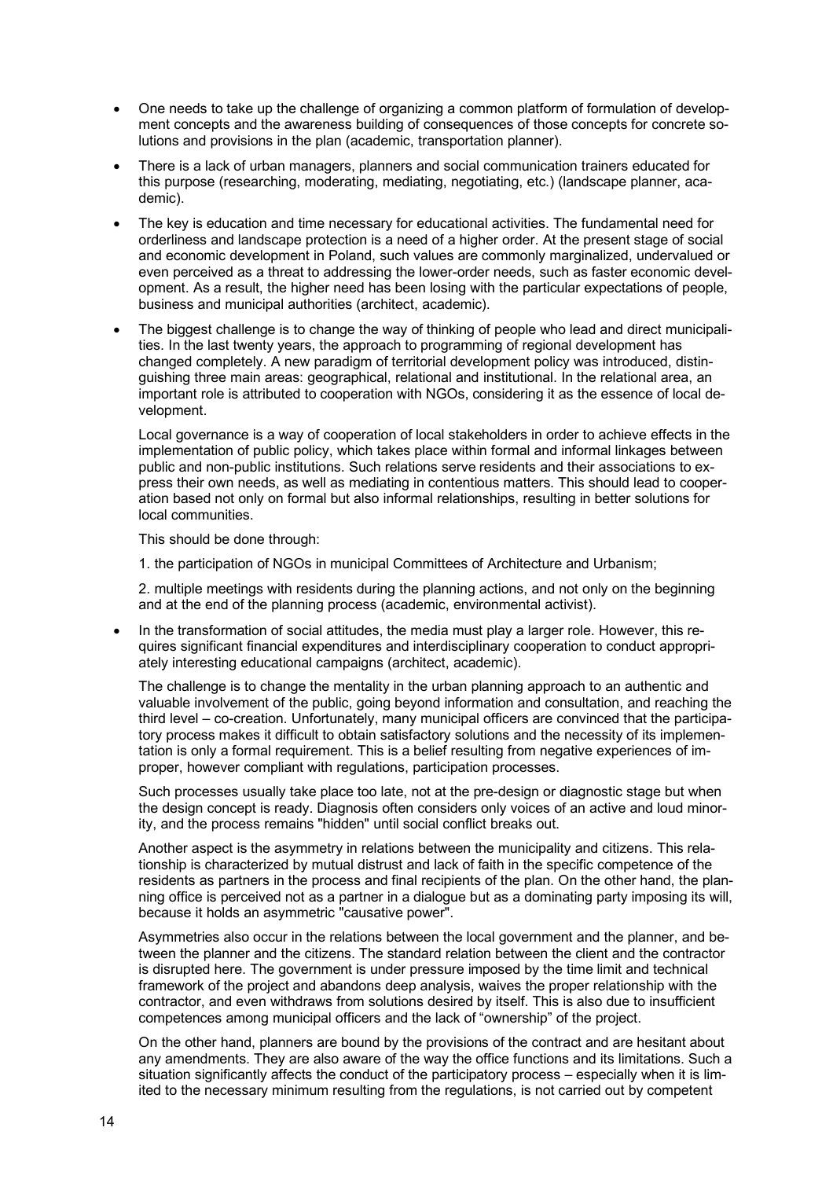- One needs to take up the challenge of organizing a common platform of formulation of development concepts and the awareness building of consequences of those concepts for concrete solutions and provisions in the plan (academic, transportation planner).
- There is a lack of urban managers, planners and social communication trainers educated for this purpose (researching, moderating, mediating, negotiating, etc.) (landscape planner, academic).
- The key is education and time necessary for educational activities. The fundamental need for orderliness and landscape protection is a need of a higher order. At the present stage of social and economic development in Poland, such values are commonly marginalized, undervalued or even perceived as a threat to addressing the lower-order needs, such as faster economic development. As a result, the higher need has been losing with the particular expectations of people, business and municipal authorities (architect, academic).
- The biggest challenge is to change the way of thinking of people who lead and direct municipalities. In the last twenty years, the approach to programming of regional development has changed completely. A new paradigm of territorial development policy was introduced, distinguishing three main areas: geographical, relational and institutional. In the relational area, an important role is attributed to cooperation with NGOs, considering it as the essence of local development.

  Local governance is a way of cooperation of local stakeholders in order to achieve effects in the implementation of public policy, which takes place within formal and informal linkages between public and non-public institutions. Such relations serve residents and their associations to express their own needs, as well as mediating in contentious matters. This should lead to cooperation based not only on formal but also informal relationships, resulting in better solutions for local communities.

  This should be done through:

  1. the participation of NGOs in municipal Committees of Architecture and Urbanism;

  2. multiple meetings with residents during the planning actions, and not only on the beginning and at the end of the planning process (academic, environmental activist).
- In the transformation of social attitudes, the media must play a larger role. However, this requires significant financial expenditures and interdisciplinary cooperation to conduct appropriately interesting educational campaigns (architect, academic).

  The challenge is to change the mentality in the urban planning approach to an authentic and valuable involvement of the public, going beyond information and consultation, and reaching the third level – co-creation. Unfortunately, many municipal officers are convinced that the participatory process makes it difficult to obtain satisfactory solutions and the necessity of its implementation is only a formal requirement. This is a belief resulting from negative experiences of improper, however compliant with regulations, participation processes.

  Such processes usually take place too late, not at the pre-design or diagnostic stage but when the design concept is ready. Diagnosis often considers only voices of an active and loud minority, and the process remains "hidden" until social conflict breaks out.

  Another aspect is the asymmetry in relations between the municipality and citizens. This relationship is characterized by mutual distrust and lack of faith in the specific competence of the residents as partners in the process and final recipients of the plan. On the other hand, the planning office is perceived not as a partner in a dialogue but as a dominating party imposing its will, because it holds an asymmetric "causative power".

  Asymmetries also occur in the relations between the local government and the planner, and between the planner and the citizens. The standard relation between the client and the contractor is disrupted here. The government is under pressure imposed by the time limit and technical framework of the project and abandons deep analysis, waives the proper relationship with the contractor, and even withdraws from solutions desired by itself. This is also due to insufficient competences among municipal officers and the lack of "ownership" of the project.

  On the other hand, planners are bound by the provisions of the contract and are hesitant about any amendments. They are also aware of the way the office functions and its limitations. Such a situation significantly affects the conduct of the participatory process – especially when it is limited to the necessary minimum resulting from the regulations, is not carried out by competent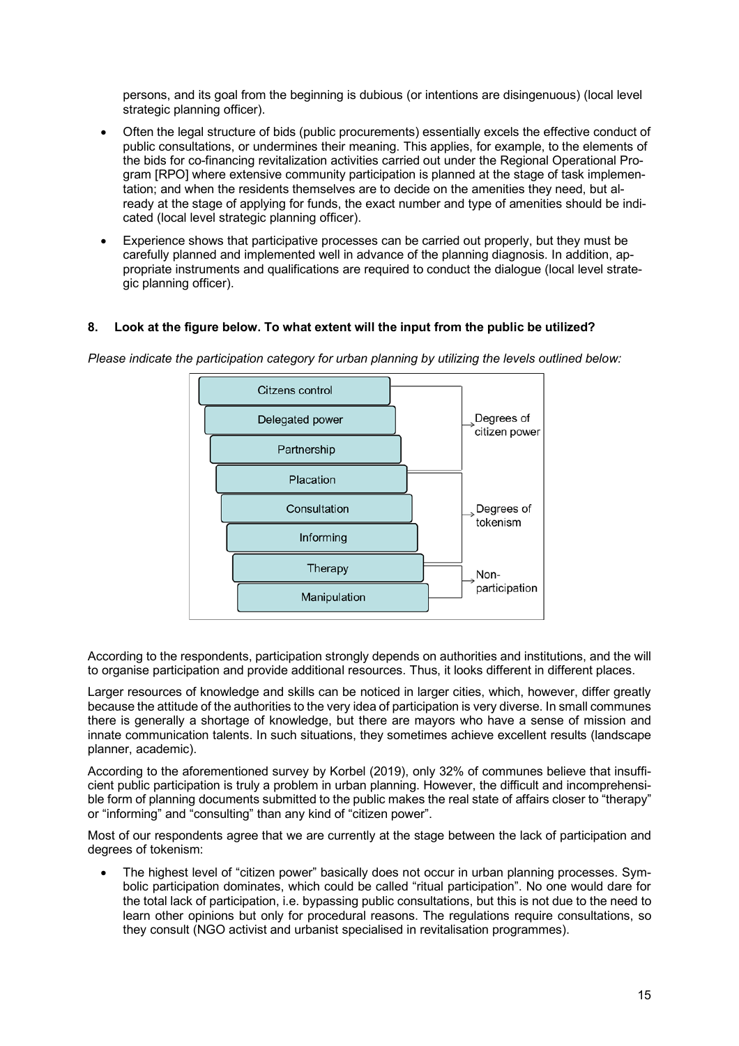persons, and its goal from the beginning is dubious (or intentions are disingenuous) (local level strategic planning officer).

- Often the legal structure of bids (public procurements) essentially excels the effective conduct of public consultations, or undermines their meaning. This applies, for example, to the elements of the bids for co-financing revitalization activities carried out under the Regional Operational Program [RPO] where extensive community participation is planned at the stage of task implementation; and when the residents themselves are to decide on the amenities they need, but already at the stage of applying for funds, the exact number and type of amenities should be indicated (local level strategic planning officer).
- Experience shows that participative processes can be carried out properly, but they must be carefully planned and implemented well in advance of the planning diagnosis. In addition, appropriate instruments and qualifications are required to conduct the dialogue (local level strategic planning officer).

### 8. Look at the figure below. To what extent will the input from the public be utilized?

*Please indicate the participation category for urban planning by utilizing the levels outlined below:*

Citzens control
Delegated power
Partnership
Placation
Consultation
Informing
Therapy
Manipulation

Degrees of citizen power
Degrees of tokenism
Non-participation

According to the respondents, participation strongly depends on authorities and institutions, and the will to organise participation and provide additional resources. Thus, it looks different in different places.

Larger resources of knowledge and skills can be noticed in larger cities, which, however, differ greatly because the attitude of the authorities to the very idea of participation is very diverse. In small communes there is generally a shortage of knowledge, but there are mayors who have a sense of mission and innate communication talents. In such situations, they sometimes achieve excellent results (landscape planner, academic).

According to the aforementioned survey by Korbel (2019), only 32% of communes believe that insufficient public participation is truly a problem in urban planning. However, the difficult and incomprehensible form of planning documents submitted to the public makes the real state of affairs closer to "therapy" or "informing" and "consulting" than any kind of "citizen power".

Most of our respondents agree that we are currently at the stage between the lack of participation and degrees of tokenism:

- The highest level of "citizen power" basically does not occur in urban planning processes. Symbolic participation dominates, which could be called "ritual participation". No one would dare for the total lack of participation, i.e. bypassing public consultations, but this is not due to the need to learn other opinions but only for procedural reasons. The regulations require consultations, so they consult (NGO activist and urbanist specialised in revitalisation programmes).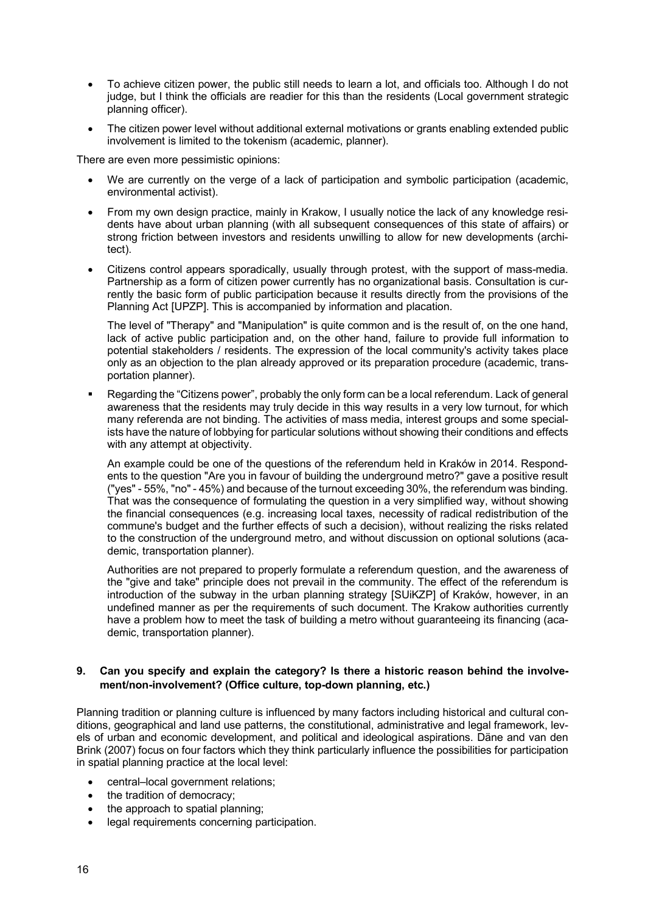- To achieve citizen power, the public still needs to learn a lot, and officials too. Although I do not judge, but I think the officials are readier for this than the residents (Local government strategic planning officer).
- The citizen power level without additional external motivations or grants enabling extended public involvement is limited to the tokenism (academic, planner).

There are even more pessimistic opinions:

- We are currently on the verge of a lack of participation and symbolic participation (academic, environmental activist).
- From my own design practice, mainly in Krakow, I usually notice the lack of any knowledge residents have about urban planning (with all subsequent consequences of this state of affairs) or strong friction between investors and residents unwilling to allow for new developments (architect).
- Citizens control appears sporadically, usually through protest, with the support of mass-media. Partnership as a form of citizen power currently has no organizational basis. Consultation is currently the basic form of public participation because it results directly from the provisions of the Planning Act [UPZP]. This is accompanied by information and placation.

  The level of "Therapy" and "Manipulation" is quite common and is the result of, on the one hand, lack of active public participation and, on the other hand, failure to provide full information to potential stakeholders / residents. The expression of the local community's activity takes place only as an objection to the plan already approved or its preparation procedure (academic, transportation planner).

- Regarding the "Citizens power", probably the only form can be a local referendum. Lack of general awareness that the residents may truly decide in this way results in a very low turnout, for which many referenda are not binding. The activities of mass media, interest groups and some specialists have the nature of lobbying for particular solutions without showing their conditions and effects with any attempt at objectivity.

  An example could be one of the questions of the referendum held in Kraków in 2014. Respondents to the question "Are you in favour of building the underground metro?" gave a positive result ("yes" - 55%, "no" - 45%) and because of the turnout exceeding 30%, the referendum was binding. That was the consequence of formulating the question in a very simplified way, without showing the financial consequences (e.g. increasing local taxes, necessity of radical redistribution of the commune's budget and the further effects of such a decision), without realizing the risks related to the construction of the underground metro, and without discussion on optional solutions (academic, transportation planner).

  Authorities are not prepared to properly formulate a referendum question, and the awareness of the "give and take" principle does not prevail in the community. The effect of the referendum is introduction of the subway in the urban planning strategy [SUiKZP] of Kraków, however, in an undefined manner as per the requirements of such document. The Krakow authorities currently have a problem how to meet the task of building a metro without guaranteeing its financing (academic, transportation planner).

### 9. Can you specify and explain the category? Is there a historic reason behind the involvement/non-involvement? (Office culture, top-down planning, etc.)

Planning tradition or planning culture is influenced by many factors including historical and cultural conditions, geographical and land use patterns, the constitutional, administrative and legal framework, levels of urban and economic development, and political and ideological aspirations. Däne and van den Brink (2007) focus on four factors which they think particularly influence the possibilities for participation in spatial planning practice at the local level:

- central–local government relations;
- the tradition of democracy;
- the approach to spatial planning;
- legal requirements concerning participation.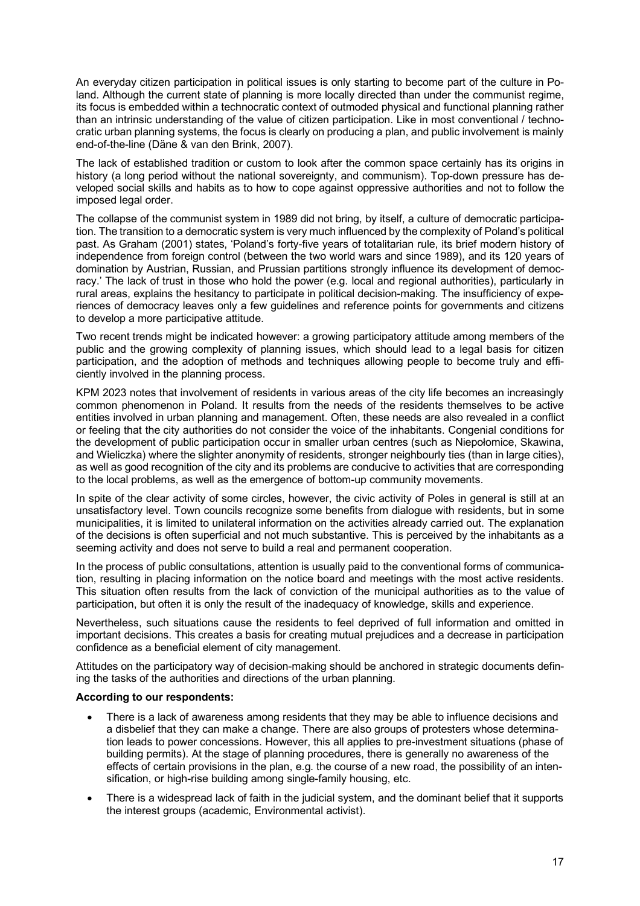An everyday citizen participation in political issues is only starting to become part of the culture in Poland. Although the current state of planning is more locally directed than under the communist regime, its focus is embedded within a technocratic context of outmoded physical and functional planning rather than an intrinsic understanding of the value of citizen participation. Like in most conventional / technocratic urban planning systems, the focus is clearly on producing a plan, and public involvement is mainly end-of-the-line (Däne & van den Brink, 2007).

The lack of established tradition or custom to look after the common space certainly has its origins in history (a long period without the national sovereignty, and communism). Top-down pressure has developed social skills and habits as to how to cope against oppressive authorities and not to follow the imposed legal order.

The collapse of the communist system in 1989 did not bring, by itself, a culture of democratic participation. The transition to a democratic system is very much influenced by the complexity of Poland's political past. As Graham (2001) states, 'Poland's forty-five years of totalitarian rule, its brief modern history of independence from foreign control (between the two world wars and since 1989), and its 120 years of domination by Austrian, Russian, and Prussian partitions strongly influence its development of democracy.' The lack of trust in those who hold the power (e.g. local and regional authorities), particularly in rural areas, explains the hesitancy to participate in political decision-making. The insufficiency of experiences of democracy leaves only a few guidelines and reference points for governments and citizens to develop a more participative attitude.

Two recent trends might be indicated however: a growing participatory attitude among members of the public and the growing complexity of planning issues, which should lead to a legal basis for citizen participation, and the adoption of methods and techniques allowing people to become truly and efficiently involved in the planning process.

KPM 2023 notes that involvement of residents in various areas of the city life becomes an increasingly common phenomenon in Poland. It results from the needs of the residents themselves to be active entities involved in urban planning and management. Often, these needs are also revealed in a conflict or feeling that the city authorities do not consider the voice of the inhabitants. Congenial conditions for the development of public participation occur in smaller urban centres (such as Niepołomice, Skawina, and Wieliczka) where the slighter anonymity of residents, stronger neighbourly ties (than in large cities), as well as good recognition of the city and its problems are conducive to activities that are corresponding to the local problems, as well as the emergence of bottom-up community movements.

In spite of the clear activity of some circles, however, the civic activity of Poles in general is still at an unsatisfactory level. Town councils recognize some benefits from dialogue with residents, but in some municipalities, it is limited to unilateral information on the activities already carried out. The explanation of the decisions is often superficial and not much substantive. This is perceived by the inhabitants as a seeming activity and does not serve to build a real and permanent cooperation.

In the process of public consultations, attention is usually paid to the conventional forms of communication, resulting in placing information on the notice board and meetings with the most active residents. This situation often results from the lack of conviction of the municipal authorities as to the value of participation, but often it is only the result of the inadequacy of knowledge, skills and experience.

Nevertheless, such situations cause the residents to feel deprived of full information and omitted in important decisions. This creates a basis for creating mutual prejudices and a decrease in participation confidence as a beneficial element of city management.

Attitudes on the participatory way of decision-making should be anchored in strategic documents defining the tasks of the authorities and directions of the urban planning.

**According to our respondents:**

- There is a lack of awareness among residents that they may be able to influence decisions and a disbelief that they can make a change. There are also groups of protesters whose determination leads to power concessions. However, this all applies to pre-investment situations (phase of building permits). At the stage of planning procedures, there is generally no awareness of the effects of certain provisions in the plan, e.g. the course of a new road, the possibility of an intensification, or high-rise building among single-family housing, etc.
- There is a widespread lack of faith in the judicial system, and the dominant belief that it supports the interest groups (academic, Environmental activist).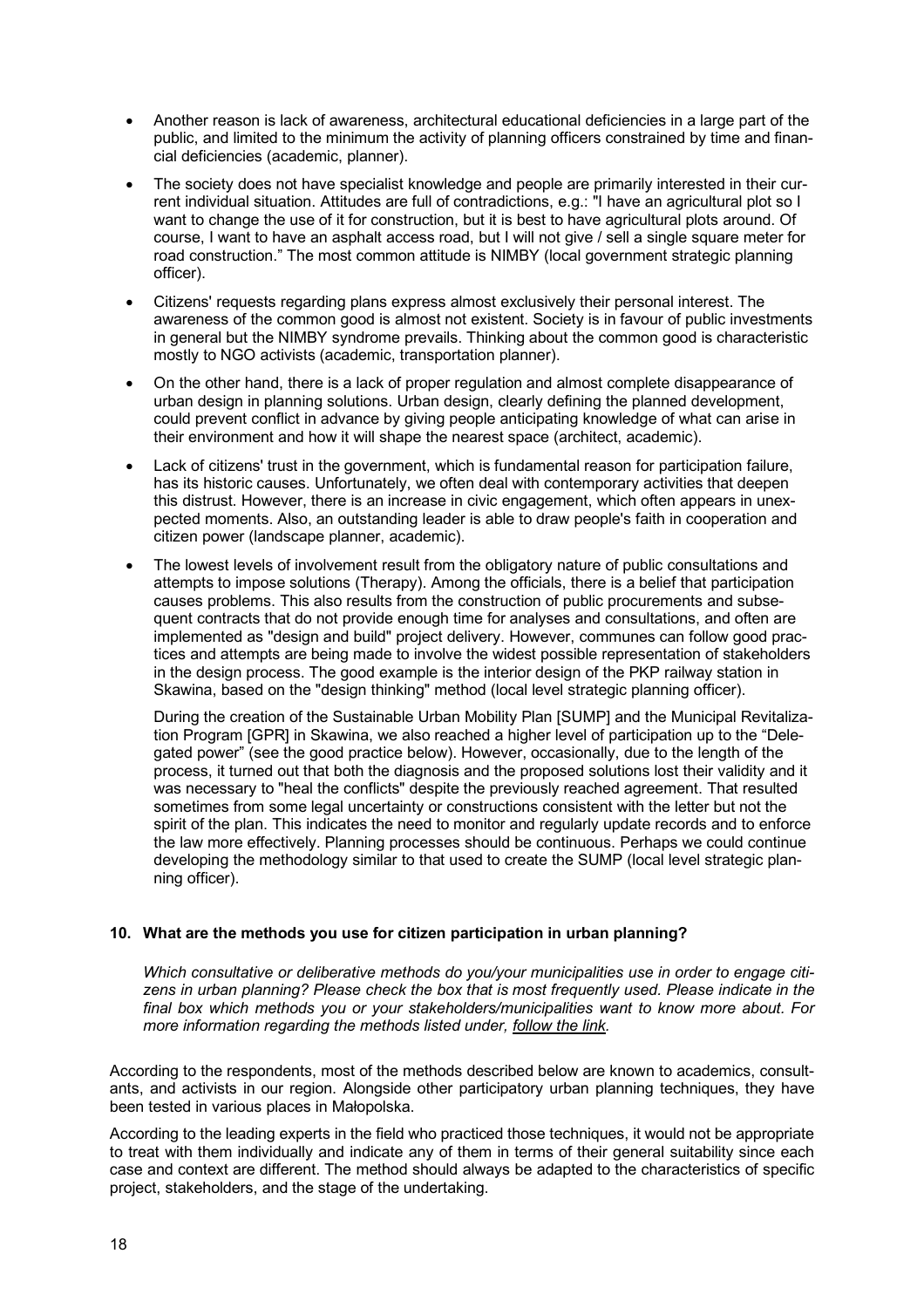- Another reason is lack of awareness, architectural educational deficiencies in a large part of the public, and limited to the minimum the activity of planning officers constrained by time and financial deficiencies (academic, planner).
- The society does not have specialist knowledge and people are primarily interested in their current individual situation. Attitudes are full of contradictions, e.g.: "I have an agricultural plot so I want to change the use of it for construction, but it is best to have agricultural plots around. Of course, I want to have an asphalt access road, but I will not give / sell a single square meter for road construction." The most common attitude is NIMBY (local government strategic planning officer).
- Citizens' requests regarding plans express almost exclusively their personal interest. The awareness of the common good is almost not existent. Society is in favour of public investments in general but the NIMBY syndrome prevails. Thinking about the common good is characteristic mostly to NGO activists (academic, transportation planner).
- On the other hand, there is a lack of proper regulation and almost complete disappearance of urban design in planning solutions. Urban design, clearly defining the planned development, could prevent conflict in advance by giving people anticipating knowledge of what can arise in their environment and how it will shape the nearest space (architect, academic).
- Lack of citizens' trust in the government, which is fundamental reason for participation failure, has its historic causes. Unfortunately, we often deal with contemporary activities that deepen this distrust. However, there is an increase in civic engagement, which often appears in unexpected moments. Also, an outstanding leader is able to draw people's faith in cooperation and citizen power (landscape planner, academic).
- The lowest levels of involvement result from the obligatory nature of public consultations and attempts to impose solutions (Therapy). Among the officials, there is a belief that participation causes problems. This also results from the construction of public procurements and subsequent contracts that do not provide enough time for analyses and consultations, and often are implemented as "design and build" project delivery. However, communes can follow good practices and attempts are being made to involve the widest possible representation of stakeholders in the design process. The good example is the interior design of the PKP railway station in Skawina, based on the "design thinking" method (local level strategic planning officer).

  During the creation of the Sustainable Urban Mobility Plan [SUMP] and the Municipal Revitalization Program [GPR] in Skawina, we also reached a higher level of participation up to the "Delegated power" (see the good practice below). However, occasionally, due to the length of the process, it turned out that both the diagnosis and the proposed solutions lost their validity and it was necessary to "heal the conflicts" despite the previously reached agreement. That resulted sometimes from some legal uncertainty or constructions consistent with the letter but not the spirit of the plan. This indicates the need to monitor and regularly update records and to enforce the law more effectively. Planning processes should be continuous. Perhaps we could continue developing the methodology similar to that used to create the SUMP (local level strategic planning officer).

### 10. What are the methods you use for citizen participation in urban planning?

*Which consultative or deliberative methods do you/your municipalities use in order to engage citizens in urban planning? Please check the box that is most frequently used. Please indicate in the final box which methods you or your stakeholders/municipalities want to know more about. For more information regarding the methods listed under, follow the link.*

According to the respondents, most of the methods described below are known to academics, consultants, and activists in our region. Alongside other participatory urban planning techniques, they have been tested in various places in Małopolska.

According to the leading experts in the field who practiced those techniques, it would not be appropriate to treat with them individually and indicate any of them in terms of their general suitability since each case and context are different. The method should always be adapted to the characteristics of specific project, stakeholders, and the stage of the undertaking.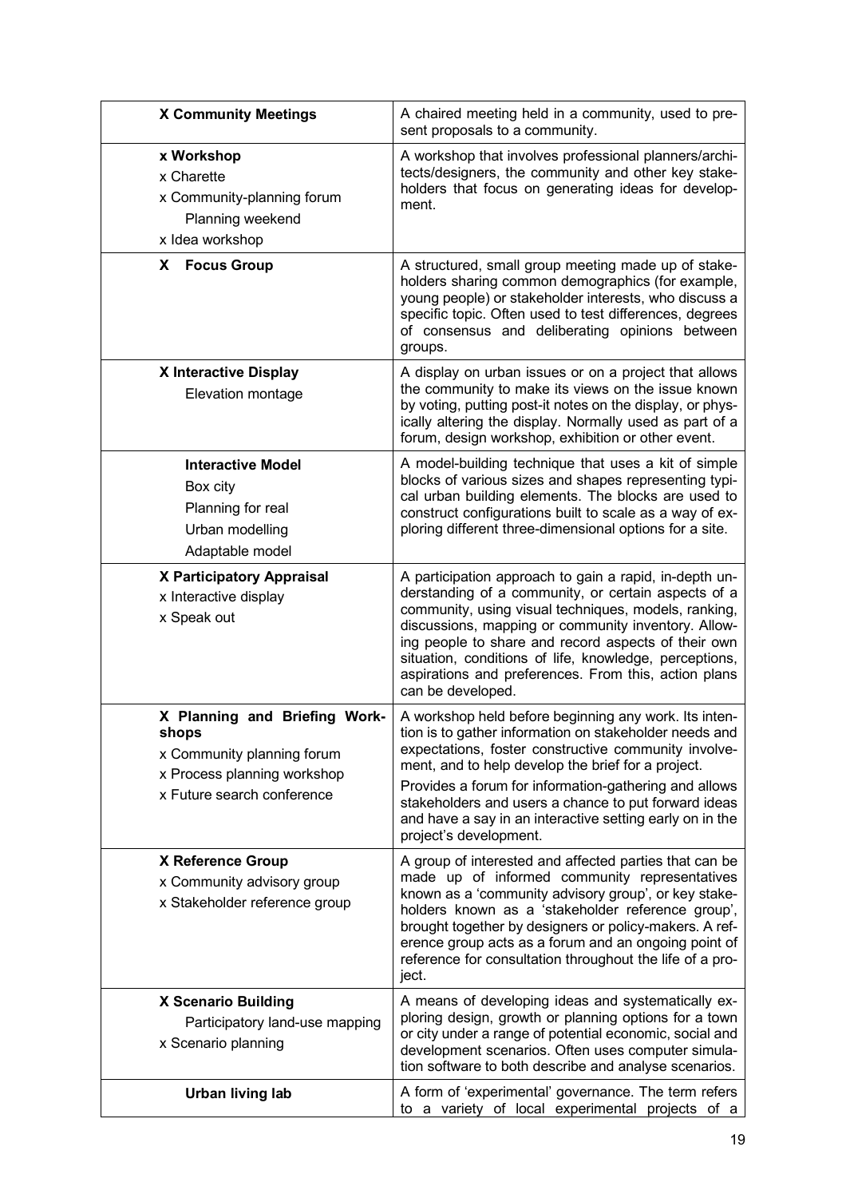| | |
|---|---|
| **X Community Meetings** | A chaired meeting held in a community, used to present proposals to a community. |
| **x Workshop**<br>x Charette<br>x Community-planning forum<br>Planning weekend<br>x Idea workshop | A workshop that involves professional planners/architects/designers, the community and other key stakeholders that focus on generating ideas for development. |
| **X Focus Group** | A structured, small group meeting made up of stakeholders sharing common demographics (for example, young people) or stakeholder interests, who discuss a specific topic. Often used to test differences, degrees of consensus and deliberating opinions between groups. |
| **X Interactive Display**<br>Elevation montage | A display on urban issues or on a project that allows the community to make its views on the issue known by voting, putting post-it notes on the display, or physically altering the display. Normally used as part of a forum, design workshop, exhibition or other event. |
| **Interactive Model**<br>Box city<br>Planning for real<br>Urban modelling<br>Adaptable model | A model-building technique that uses a kit of simple blocks of various sizes and shapes representing typical urban building elements. The blocks are used to construct configurations built to scale as a way of exploring different three-dimensional options for a site. |
| **X Participatory Appraisal**<br>x Interactive display<br>x Speak out | A participation approach to gain a rapid, in-depth understanding of a community, or certain aspects of a community, using visual techniques, models, ranking, discussions, mapping or community inventory. Allowing people to share and record aspects of their own situation, conditions of life, knowledge, perceptions, aspirations and preferences. From this, action plans can be developed. |
| **X Planning and Briefing Workshops**<br>x Community planning forum<br>x Process planning workshop<br>x Future search conference | A workshop held before beginning any work. Its intention is to gather information on stakeholder needs and expectations, foster constructive community involvement, and to help develop the brief for a project.<br>Provides a forum for information-gathering and allows stakeholders and users a chance to put forward ideas and have a say in an interactive setting early on in the project's development. |
| **X Reference Group**<br>x Community advisory group<br>x Stakeholder reference group | A group of interested and affected parties that can be made up of informed community representatives known as a 'community advisory group', or key stakeholders known as a 'stakeholder reference group', brought together by designers or policy-makers. A reference group acts as a forum and an ongoing point of reference for consultation throughout the life of a project. |
| **X Scenario Building**<br>Participatory land-use mapping<br>x Scenario planning | A means of developing ideas and systematically exploring design, growth or planning options for a town or city under a range of potential economic, social and development scenarios. Often uses computer simulation software to both describe and analyse scenarios. |
| **Urban living lab** | A form of 'experimental' governance. The term refers to a variety of local experimental projects of a |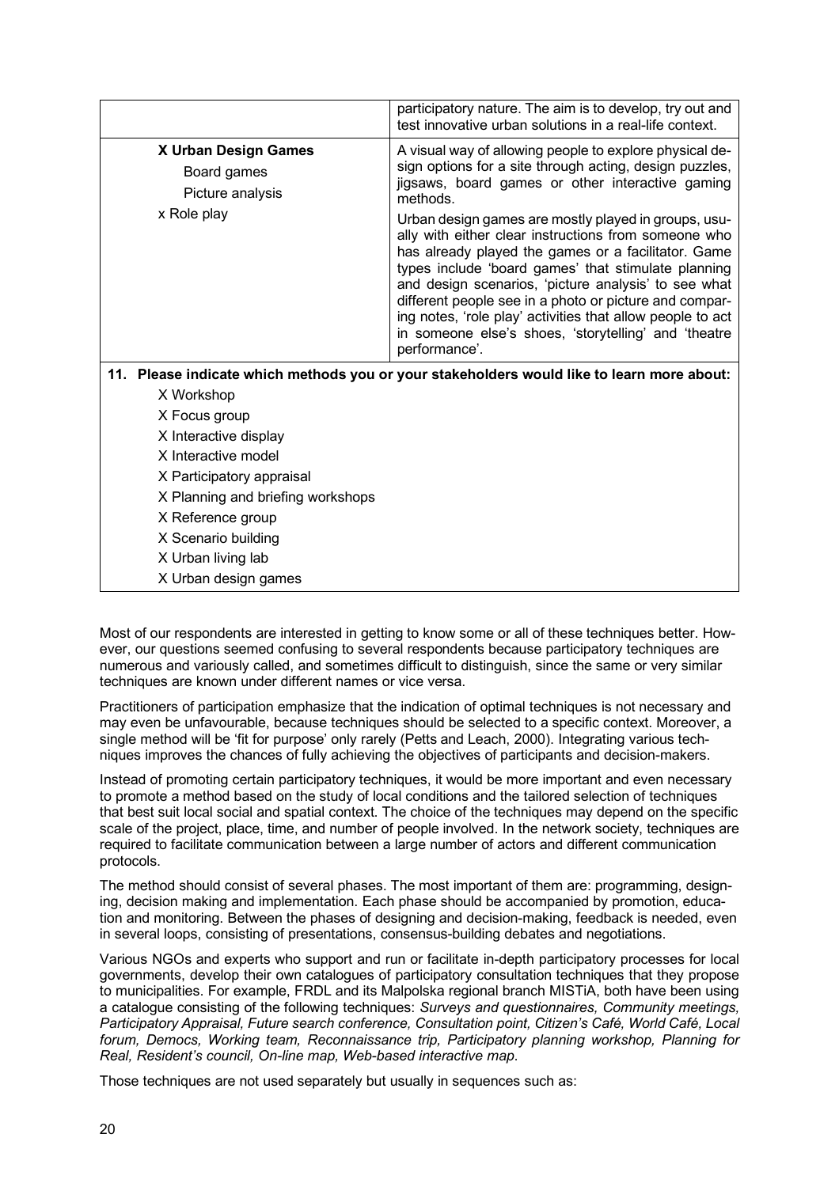| | |
|---|---|
| | participatory nature. The aim is to develop, try out and test innovative urban solutions in a real-life context. |
| **X Urban Design Games**<br>Board games<br>Picture analysis<br>x Role play | A visual way of allowing people to explore physical design options for a site through acting, design puzzles, jigsaws, board games or other interactive gaming methods.<br>Urban design games are mostly played in groups, usually with either clear instructions from someone who has already played the games or a facilitator. Game types include 'board games' that stimulate planning and design scenarios, 'picture analysis' to see what different people see in a photo or picture and comparing notes, 'role play' activities that allow people to act in someone else's shoes, 'storytelling' and 'theatre performance'. |

**11. Please indicate which methods you or your stakeholders would like to learn more about:**

X Workshop
X Focus group
X Interactive display
X Interactive model
X Participatory appraisal
X Planning and briefing workshops
X Reference group
X Scenario building
X Urban living lab
X Urban design games

Most of our respondents are interested in getting to know some or all of these techniques better. However, our questions seemed confusing to several respondents because participatory techniques are numerous and variously called, and sometimes difficult to distinguish, since the same or very similar techniques are known under different names or vice versa.

Practitioners of participation emphasize that the indication of optimal techniques is not necessary and may even be unfavourable, because techniques should be selected to a specific context. Moreover, a single method will be 'fit for purpose' only rarely (Petts and Leach, 2000). Integrating various techniques improves the chances of fully achieving the objectives of participants and decision-makers.

Instead of promoting certain participatory techniques, it would be more important and even necessary to promote a method based on the study of local conditions and the tailored selection of techniques that best suit local social and spatial context. The choice of the techniques may depend on the specific scale of the project, place, time, and number of people involved. In the network society, techniques are required to facilitate communication between a large number of actors and different communication protocols.

The method should consist of several phases. The most important of them are: programming, designing, decision making and implementation. Each phase should be accompanied by promotion, education and monitoring. Between the phases of designing and decision-making, feedback is needed, even in several loops, consisting of presentations, consensus-building debates and negotiations.

Various NGOs and experts who support and run or facilitate in-depth participatory processes for local governments, develop their own catalogues of participatory consultation techniques that they propose to municipalities. For example, FRDL and its Malpolska regional branch MISTiA, both have been using a catalogue consisting of the following techniques: *Surveys and questionnaires, Community meetings, Participatory Appraisal, Future search conference, Consultation point, Citizen's Café, World Café, Local forum, Democs, Working team, Reconnaissance trip, Participatory planning workshop, Planning for Real, Resident's council, On-line map, Web-based interactive map.*

Those techniques are not used separately but usually in sequences such as: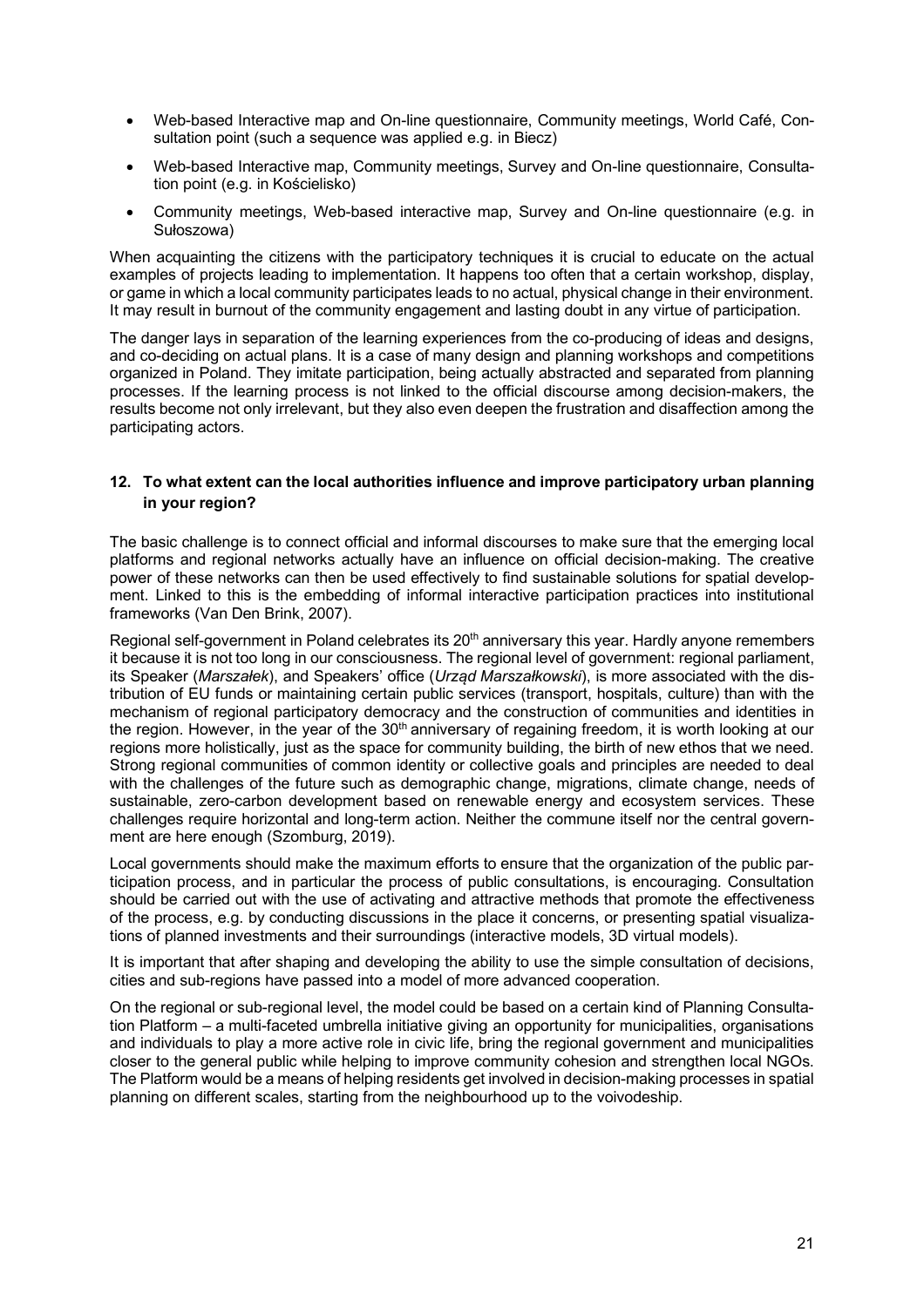- Web-based Interactive map and On-line questionnaire, Community meetings, World Café, Consultation point (such a sequence was applied e.g. in Biecz)
- Web-based Interactive map, Community meetings, Survey and On-line questionnaire, Consultation point (e.g. in Kościelisko)
- Community meetings, Web-based interactive map, Survey and On-line questionnaire (e.g. in Sułoszowa)

When acquainting the citizens with the participatory techniques it is crucial to educate on the actual examples of projects leading to implementation. It happens too often that a certain workshop, display, or game in which a local community participates leads to no actual, physical change in their environment. It may result in burnout of the community engagement and lasting doubt in any virtue of participation.

The danger lays in separation of the learning experiences from the co-producing of ideas and designs, and co-deciding on actual plans. It is a case of many design and planning workshops and competitions organized in Poland. They imitate participation, being actually abstracted and separated from planning processes. If the learning process is not linked to the official discourse among decision-makers, the results become not only irrelevant, but they also even deepen the frustration and disaffection among the participating actors.

### 12. To what extent can the local authorities influence and improve participatory urban planning in your region?

The basic challenge is to connect official and informal discourses to make sure that the emerging local platforms and regional networks actually have an influence on official decision-making. The creative power of these networks can then be used effectively to find sustainable solutions for spatial development. Linked to this is the embedding of informal interactive participation practices into institutional frameworks (Van Den Brink, 2007).

Regional self-government in Poland celebrates its 20th anniversary this year. Hardly anyone remembers it because it is not too long in our consciousness. The regional level of government: regional parliament, its Speaker (*Marszałek*), and Speakers' office (*Urząd Marszałkowski*), is more associated with the distribution of EU funds or maintaining certain public services (transport, hospitals, culture) than with the mechanism of regional participatory democracy and the construction of communities and identities in the region. However, in the year of the 30th anniversary of regaining freedom, it is worth looking at our regions more holistically, just as the space for community building, the birth of new ethos that we need. Strong regional communities of common identity or collective goals and principles are needed to deal with the challenges of the future such as demographic change, migrations, climate change, needs of sustainable, zero-carbon development based on renewable energy and ecosystem services. These challenges require horizontal and long-term action. Neither the commune itself nor the central government are here enough (Szomburg, 2019).

Local governments should make the maximum efforts to ensure that the organization of the public participation process, and in particular the process of public consultations, is encouraging. Consultation should be carried out with the use of activating and attractive methods that promote the effectiveness of the process, e.g. by conducting discussions in the place it concerns, or presenting spatial visualizations of planned investments and their surroundings (interactive models, 3D virtual models).

It is important that after shaping and developing the ability to use the simple consultation of decisions, cities and sub-regions have passed into a model of more advanced cooperation.

On the regional or sub-regional level, the model could be based on a certain kind of Planning Consultation Platform – a multi-faceted umbrella initiative giving an opportunity for municipalities, organisations and individuals to play a more active role in civic life, bring the regional government and municipalities closer to the general public while helping to improve community cohesion and strengthen local NGOs. The Platform would be a means of helping residents get involved in decision-making processes in spatial planning on different scales, starting from the neighbourhood up to the voivodeship.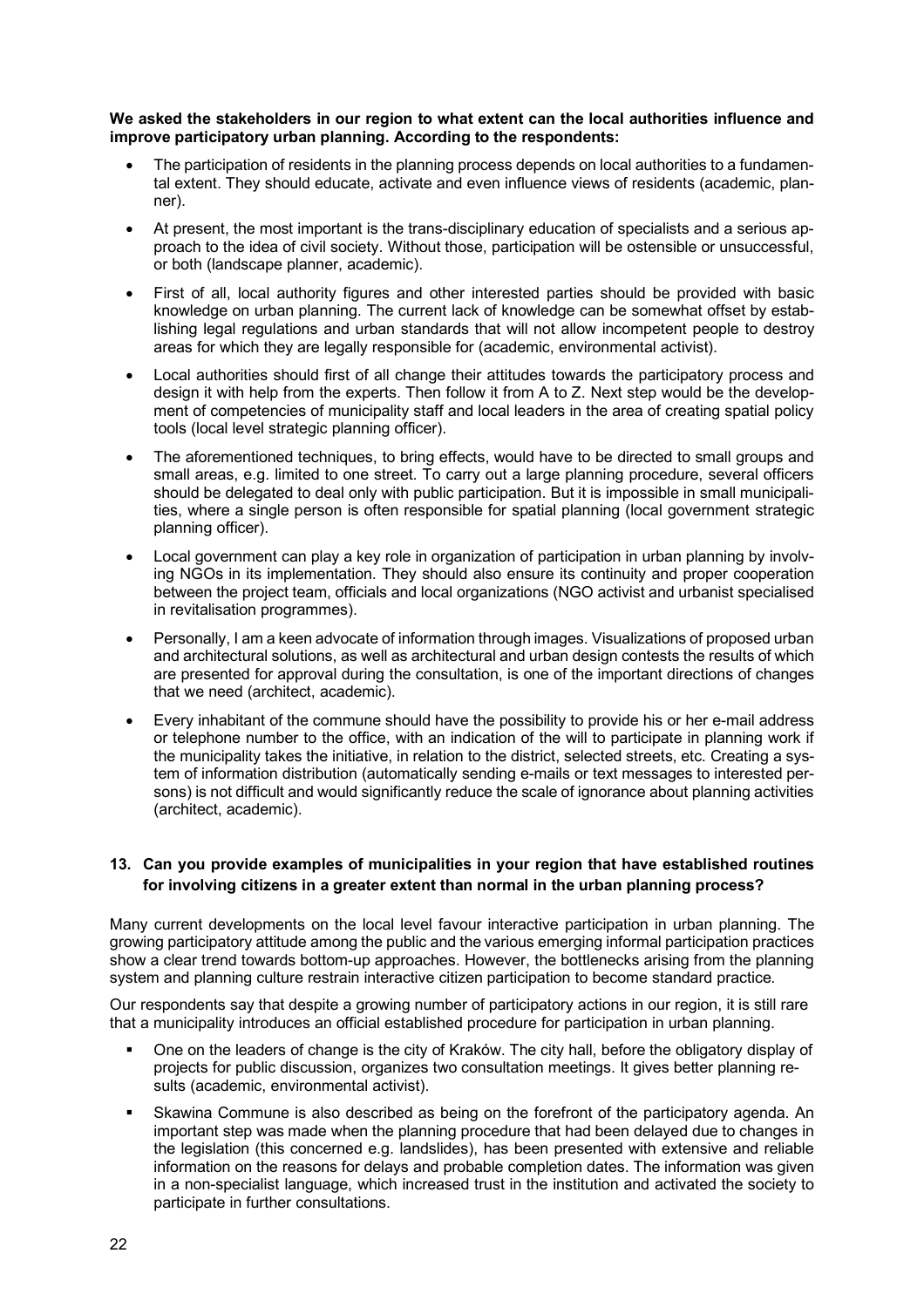**We asked the stakeholders in our region to what extent can the local authorities influence and improve participatory urban planning. According to the respondents:**

- The participation of residents in the planning process depends on local authorities to a fundamental extent. They should educate, activate and even influence views of residents (academic, planner).
- At present, the most important is the trans-disciplinary education of specialists and a serious approach to the idea of civil society. Without those, participation will be ostensible or unsuccessful, or both (landscape planner, academic).
- First of all, local authority figures and other interested parties should be provided with basic knowledge on urban planning. The current lack of knowledge can be somewhat offset by establishing legal regulations and urban standards that will not allow incompetent people to destroy areas for which they are legally responsible for (academic, environmental activist).
- Local authorities should first of all change their attitudes towards the participatory process and design it with help from the experts. Then follow it from A to Z. Next step would be the development of competencies of municipality staff and local leaders in the area of creating spatial policy tools (local level strategic planning officer).
- The aforementioned techniques, to bring effects, would have to be directed to small groups and small areas, e.g. limited to one street. To carry out a large planning procedure, several officers should be delegated to deal only with public participation. But it is impossible in small municipalities, where a single person is often responsible for spatial planning (local government strategic planning officer).
- Local government can play a key role in organization of participation in urban planning by involving NGOs in its implementation. They should also ensure its continuity and proper cooperation between the project team, officials and local organizations (NGO activist and urbanist specialised in revitalisation programmes).
- Personally, I am a keen advocate of information through images. Visualizations of proposed urban and architectural solutions, as well as architectural and urban design contests the results of which are presented for approval during the consultation, is one of the important directions of changes that we need (architect, academic).
- Every inhabitant of the commune should have the possibility to provide his or her e-mail address or telephone number to the office, with an indication of the will to participate in planning work if the municipality takes the initiative, in relation to the district, selected streets, etc. Creating a system of information distribution (automatically sending e-mails or text messages to interested persons) is not difficult and would significantly reduce the scale of ignorance about planning activities (architect, academic).

### 13. Can you provide examples of municipalities in your region that have established routines for involving citizens in a greater extent than normal in the urban planning process?

Many current developments on the local level favour interactive participation in urban planning. The growing participatory attitude among the public and the various emerging informal participation practices show a clear trend towards bottom-up approaches. However, the bottlenecks arising from the planning system and planning culture restrain interactive citizen participation to become standard practice.

Our respondents say that despite a growing number of participatory actions in our region, it is still rare that a municipality introduces an official established procedure for participation in urban planning.

- One on the leaders of change is the city of Kraków. The city hall, before the obligatory display of projects for public discussion, organizes two consultation meetings. It gives better planning results (academic, environmental activist).
- Skawina Commune is also described as being on the forefront of the participatory agenda. An important step was made when the planning procedure that had been delayed due to changes in the legislation (this concerned e.g. landslides), has been presented with extensive and reliable information on the reasons for delays and probable completion dates. The information was given in a non-specialist language, which increased trust in the institution and activated the society to participate in further consultations.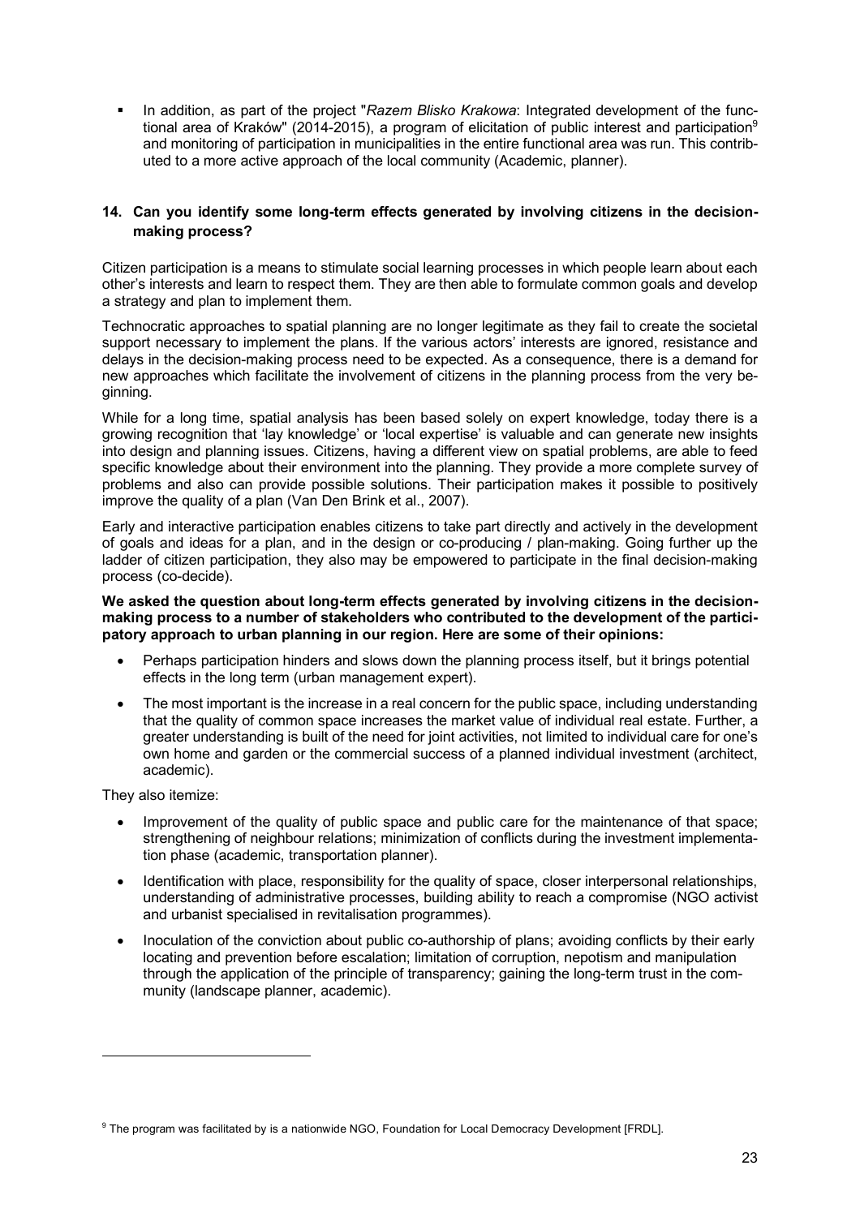- In addition, as part of the project "*Razem Blisko Krakowa*: Integrated development of the functional area of Kraków" (2014-2015), a program of elicitation of public interest and participation[9] and monitoring of participation in municipalities in the entire functional area was run. This contributed to a more active approach of the local community (Academic, planner).

**14. Can you identify some long-term effects generated by involving citizens in the decision-making process?**

Citizen participation is a means to stimulate social learning processes in which people learn about each other's interests and learn to respect them. They are then able to formulate common goals and develop a strategy and plan to implement them.

Technocratic approaches to spatial planning are no longer legitimate as they fail to create the societal support necessary to implement the plans. If the various actors' interests are ignored, resistance and delays in the decision-making process need to be expected. As a consequence, there is a demand for new approaches which facilitate the involvement of citizens in the planning process from the very beginning.

While for a long time, spatial analysis has been based solely on expert knowledge, today there is a growing recognition that 'lay knowledge' or 'local expertise' is valuable and can generate new insights into design and planning issues. Citizens, having a different view on spatial problems, are able to feed specific knowledge about their environment into the planning. They provide a more complete survey of problems and also can provide possible solutions. Their participation makes it possible to positively improve the quality of a plan (Van Den Brink et al., 2007).

Early and interactive participation enables citizens to take part directly and actively in the development of goals and ideas for a plan, and in the design or co-producing / plan-making. Going further up the ladder of citizen participation, they also may be empowered to participate in the final decision-making process (co-decide).

**We asked the question about long-term effects generated by involving citizens in the decision-making process to a number of stakeholders who contributed to the development of the participatory approach to urban planning in our region. Here are some of their opinions:**

- Perhaps participation hinders and slows down the planning process itself, but it brings potential effects in the long term (urban management expert).
- The most important is the increase in a real concern for the public space, including understanding that the quality of common space increases the market value of individual real estate. Further, a greater understanding is built of the need for joint activities, not limited to individual care for one's own home and garden or the commercial success of a planned individual investment (architect, academic).

They also itemize:

- Improvement of the quality of public space and public care for the maintenance of that space; strengthening of neighbour relations; minimization of conflicts during the investment implementation phase (academic, transportation planner).
- Identification with place, responsibility for the quality of space, closer interpersonal relationships, understanding of administrative processes, building ability to reach a compromise (NGO activist and urbanist specialised in revitalisation programmes).
- Inoculation of the conviction about public co-authorship of plans; avoiding conflicts by their early locating and prevention before escalation; limitation of corruption, nepotism and manipulation through the application of the principle of transparency; gaining the long-term trust in the community (landscape planner, academic).

---

[9] The program was facilitated by is a nationwide NGO, Foundation for Local Democracy Development [FRDL].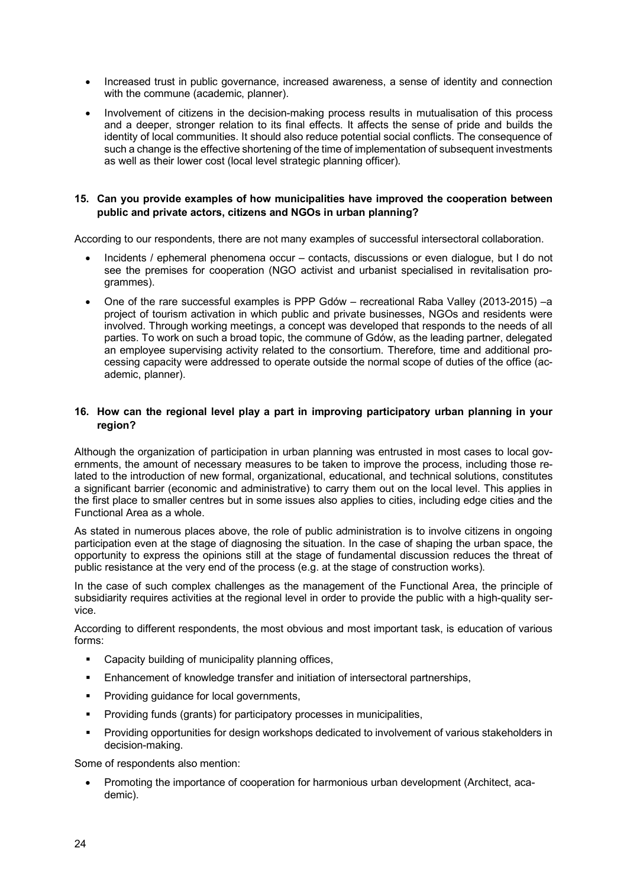- Increased trust in public governance, increased awareness, a sense of identity and connection with the commune (academic, planner).
- Involvement of citizens in the decision-making process results in mutualisation of this process and a deeper, stronger relation to its final effects. It affects the sense of pride and builds the identity of local communities. It should also reduce potential social conflicts. The consequence of such a change is the effective shortening of the time of implementation of subsequent investments as well as their lower cost (local level strategic planning officer).

### 15. Can you provide examples of how municipalities have improved the cooperation between public and private actors, citizens and NGOs in urban planning?

According to our respondents, there are not many examples of successful intersectoral collaboration.

- Incidents / ephemeral phenomena occur – contacts, discussions or even dialogue, but I do not see the premises for cooperation (NGO activist and urbanist specialised in revitalisation programmes).
- One of the rare successful examples is PPP Gdów – recreational Raba Valley (2013-2015) –a project of tourism activation in which public and private businesses, NGOs and residents were involved. Through working meetings, a concept was developed that responds to the needs of all parties. To work on such a broad topic, the commune of Gdów, as the leading partner, delegated an employee supervising activity related to the consortium. Therefore, time and additional processing capacity were addressed to operate outside the normal scope of duties of the office (academic, planner).

### 16. How can the regional level play a part in improving participatory urban planning in your region?

Although the organization of participation in urban planning was entrusted in most cases to local governments, the amount of necessary measures to be taken to improve the process, including those related to the introduction of new formal, organizational, educational, and technical solutions, constitutes a significant barrier (economic and administrative) to carry them out on the local level. This applies in the first place to smaller centres but in some issues also applies to cities, including edge cities and the Functional Area as a whole.

As stated in numerous places above, the role of public administration is to involve citizens in ongoing participation even at the stage of diagnosing the situation. In the case of shaping the urban space, the opportunity to express the opinions still at the stage of fundamental discussion reduces the threat of public resistance at the very end of the process (e.g. at the stage of construction works).

In the case of such complex challenges as the management of the Functional Area, the principle of subsidiarity requires activities at the regional level in order to provide the public with a high-quality service.

According to different respondents, the most obvious and most important task, is education of various forms:

- Capacity building of municipality planning offices,
- Enhancement of knowledge transfer and initiation of intersectoral partnerships,
- Providing guidance for local governments,
- Providing funds (grants) for participatory processes in municipalities,
- Providing opportunities for design workshops dedicated to involvement of various stakeholders in decision-making.

Some of respondents also mention:

- Promoting the importance of cooperation for harmonious urban development (Architect, academic).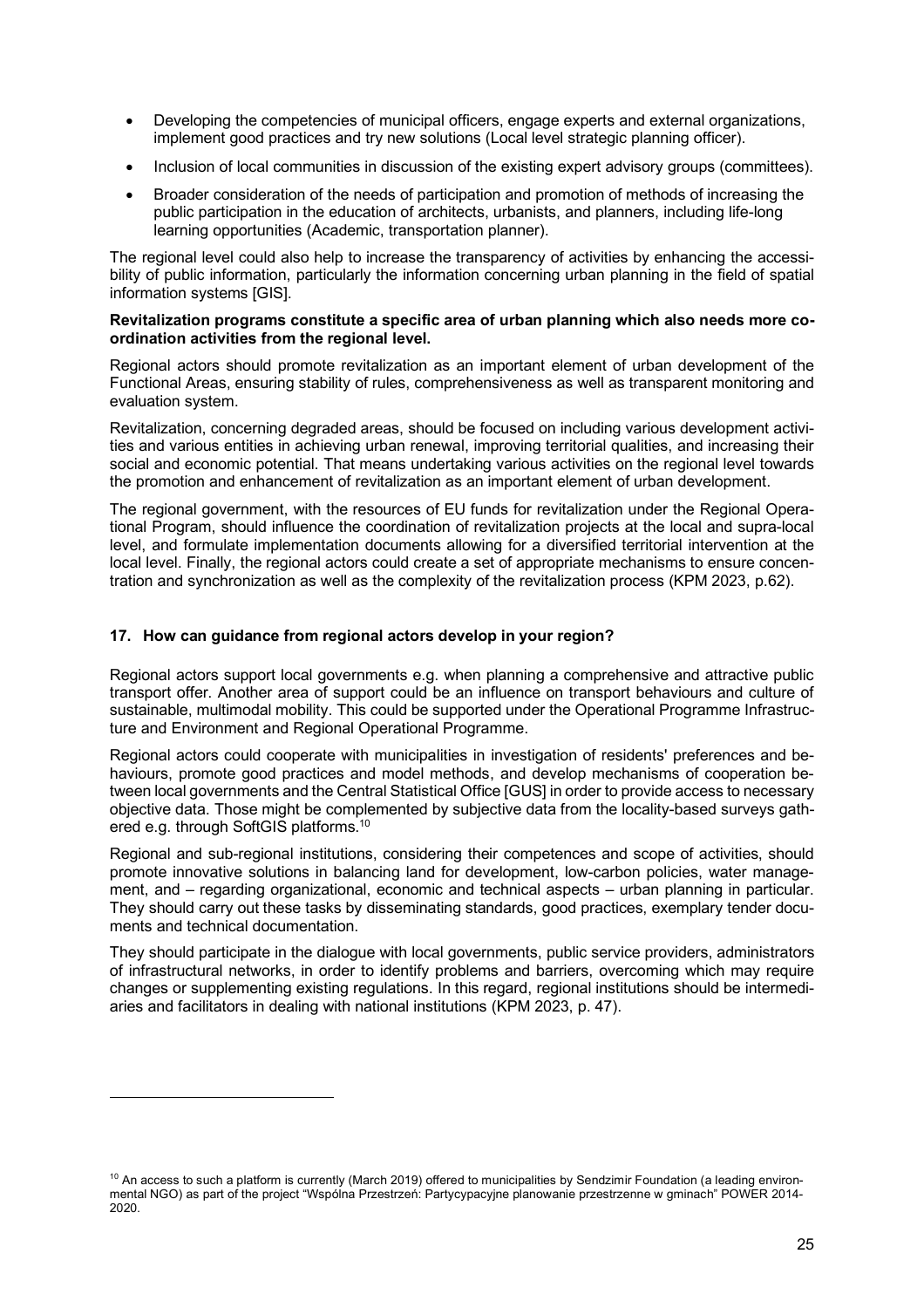- Developing the competencies of municipal officers, engage experts and external organizations, implement good practices and try new solutions (Local level strategic planning officer).
- Inclusion of local communities in discussion of the existing expert advisory groups (committees).
- Broader consideration of the needs of participation and promotion of methods of increasing the public participation in the education of architects, urbanists, and planners, including life-long learning opportunities (Academic, transportation planner).

The regional level could also help to increase the transparency of activities by enhancing the accessibility of public information, particularly the information concerning urban planning in the field of spatial information systems [GIS].

**Revitalization programs constitute a specific area of urban planning which also needs more coordination activities from the regional level.**

Regional actors should promote revitalization as an important element of urban development of the Functional Areas, ensuring stability of rules, comprehensiveness as well as transparent monitoring and evaluation system.

Revitalization, concerning degraded areas, should be focused on including various development activities and various entities in achieving urban renewal, improving territorial qualities, and increasing their social and economic potential. That means undertaking various activities on the regional level towards the promotion and enhancement of revitalization as an important element of urban development.

The regional government, with the resources of EU funds for revitalization under the Regional Operational Program, should influence the coordination of revitalization projects at the local and supra-local level, and formulate implementation documents allowing for a diversified territorial intervention at the local level. Finally, the regional actors could create a set of appropriate mechanisms to ensure concentration and synchronization as well as the complexity of the revitalization process (KPM 2023, p.62).

### 17. How can guidance from regional actors develop in your region?

Regional actors support local governments e.g. when planning a comprehensive and attractive public transport offer. Another area of support could be an influence on transport behaviours and culture of sustainable, multimodal mobility. This could be supported under the Operational Programme Infrastructure and Environment and Regional Operational Programme.

Regional actors could cooperate with municipalities in investigation of residents' preferences and behaviours, promote good practices and model methods, and develop mechanisms of cooperation between local governments and the Central Statistical Office [GUS] in order to provide access to necessary objective data. Those might be complemented by subjective data from the locality-based surveys gathered e.g. through SoftGIS platforms.[10]

Regional and sub-regional institutions, considering their competences and scope of activities, should promote innovative solutions in balancing land for development, low-carbon policies, water management, and – regarding organizational, economic and technical aspects – urban planning in particular. They should carry out these tasks by disseminating standards, good practices, exemplary tender documents and technical documentation.

They should participate in the dialogue with local governments, public service providers, administrators of infrastructural networks, in order to identify problems and barriers, overcoming which may require changes or supplementing existing regulations. In this regard, regional institutions should be intermediaries and facilitators in dealing with national institutions (KPM 2023, p. 47).

---

[10] An access to such a platform is currently (March 2019) offered to municipalities by Sendzimir Foundation (a leading environmental NGO) as part of the project "Wspólna Przestrzeń: Partycypacyjne planowanie przestrzenne w gminach" POWER 2014-2020.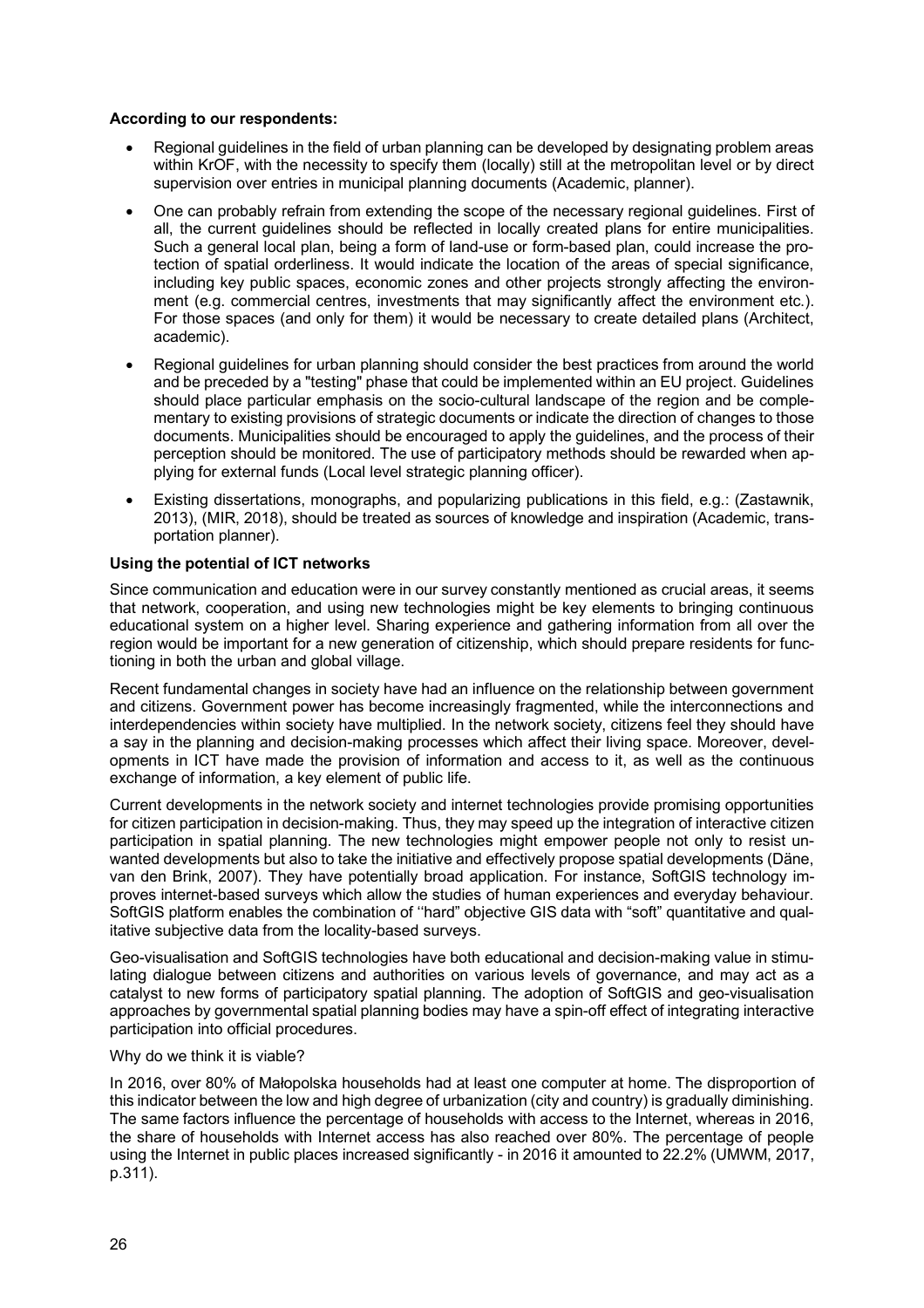**According to our respondents:**

- Regional guidelines in the field of urban planning can be developed by designating problem areas within KrOF, with the necessity to specify them (locally) still at the metropolitan level or by direct supervision over entries in municipal planning documents (Academic, planner).
- One can probably refrain from extending the scope of the necessary regional guidelines. First of all, the current guidelines should be reflected in locally created plans for entire municipalities. Such a general local plan, being a form of land-use or form-based plan, could increase the protection of spatial orderliness. It would indicate the location of the areas of special significance, including key public spaces, economic zones and other projects strongly affecting the environment (e.g. commercial centres, investments that may significantly affect the environment etc.). For those spaces (and only for them) it would be necessary to create detailed plans (Architect, academic).
- Regional guidelines for urban planning should consider the best practices from around the world and be preceded by a "testing" phase that could be implemented within an EU project. Guidelines should place particular emphasis on the socio-cultural landscape of the region and be complementary to existing provisions of strategic documents or indicate the direction of changes to those documents. Municipalities should be encouraged to apply the guidelines, and the process of their perception should be monitored. The use of participatory methods should be rewarded when applying for external funds (Local level strategic planning officer).
- Existing dissertations, monographs, and popularizing publications in this field, e.g.: (Zastawnik, 2013), (MIR, 2018), should be treated as sources of knowledge and inspiration (Academic, transportation planner).

**Using the potential of ICT networks**

Since communication and education were in our survey constantly mentioned as crucial areas, it seems that network, cooperation, and using new technologies might be key elements to bringing continuous educational system on a higher level. Sharing experience and gathering information from all over the region would be important for a new generation of citizenship, which should prepare residents for functioning in both the urban and global village.

Recent fundamental changes in society have had an influence on the relationship between government and citizens. Government power has become increasingly fragmented, while the interconnections and interdependencies within society have multiplied. In the network society, citizens feel they should have a say in the planning and decision-making processes which affect their living space. Moreover, developments in ICT have made the provision of information and access to it, as well as the continuous exchange of information, a key element of public life.

Current developments in the network society and internet technologies provide promising opportunities for citizen participation in decision-making. Thus, they may speed up the integration of interactive citizen participation in spatial planning. The new technologies might empower people not only to resist unwanted developments but also to take the initiative and effectively propose spatial developments (Däne, van den Brink, 2007). They have potentially broad application. For instance, SoftGIS technology improves internet-based surveys which allow the studies of human experiences and everyday behaviour. SoftGIS platform enables the combination of ''hard" objective GIS data with "soft" quantitative and qualitative subjective data from the locality-based surveys.

Geo-visualisation and SoftGIS technologies have both educational and decision-making value in stimulating dialogue between citizens and authorities on various levels of governance, and may act as a catalyst to new forms of participatory spatial planning. The adoption of SoftGIS and geo-visualisation approaches by governmental spatial planning bodies may have a spin-off effect of integrating interactive participation into official procedures.

Why do we think it is viable?

In 2016, over 80% of Małopolska households had at least one computer at home. The disproportion of this indicator between the low and high degree of urbanization (city and country) is gradually diminishing. The same factors influence the percentage of households with access to the Internet, whereas in 2016, the share of households with Internet access has also reached over 80%. The percentage of people using the Internet in public places increased significantly - in 2016 it amounted to 22.2% (UMWM, 2017, p.311).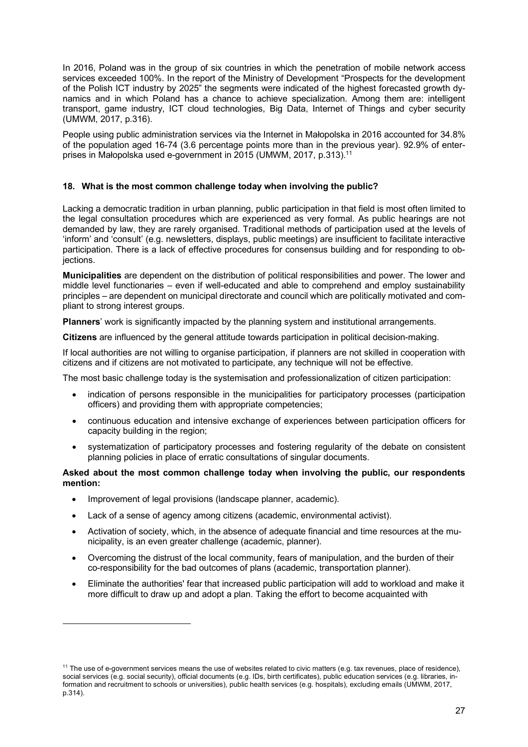In 2016, Poland was in the group of six countries in which the penetration of mobile network access services exceeded 100%. In the report of the Ministry of Development "Prospects for the development of the Polish ICT industry by 2025" the segments were indicated of the highest forecasted growth dynamics and in which Poland has a chance to achieve specialization. Among them are: intelligent transport, game industry, ICT cloud technologies, Big Data, Internet of Things and cyber security (UMWM, 2017, p.316).

People using public administration services via the Internet in Małopolska in 2016 accounted for 34.8% of the population aged 16-74 (3.6 percentage points more than in the previous year). 92.9% of enterprises in Małopolska used e-government in 2015 (UMWM, 2017, p.313).[11]

### 18. What is the most common challenge today when involving the public?

Lacking a democratic tradition in urban planning, public participation in that field is most often limited to the legal consultation procedures which are experienced as very formal. As public hearings are not demanded by law, they are rarely organised. Traditional methods of participation used at the levels of 'inform' and 'consult' (e.g. newsletters, displays, public meetings) are insufficient to facilitate interactive participation. There is a lack of effective procedures for consensus building and for responding to objections.

**Municipalities** are dependent on the distribution of political responsibilities and power. The lower and middle level functionaries – even if well-educated and able to comprehend and employ sustainability principles – are dependent on municipal directorate and council which are politically motivated and compliant to strong interest groups.

**Planners**' work is significantly impacted by the planning system and institutional arrangements.

**Citizens** are influenced by the general attitude towards participation in political decision-making.

If local authorities are not willing to organise participation, if planners are not skilled in cooperation with citizens and if citizens are not motivated to participate, any technique will not be effective.

The most basic challenge today is the systemisation and professionalization of citizen participation:

- indication of persons responsible in the municipalities for participatory processes (participation officers) and providing them with appropriate competencies;
- continuous education and intensive exchange of experiences between participation officers for capacity building in the region;
- systematization of participatory processes and fostering regularity of the debate on consistent planning policies in place of erratic consultations of singular documents.

**Asked about the most common challenge today when involving the public, our respondents mention:**

- Improvement of legal provisions (landscape planner, academic).
- Lack of a sense of agency among citizens (academic, environmental activist).
- Activation of society, which, in the absence of adequate financial and time resources at the municipality, is an even greater challenge (academic, planner).
- Overcoming the distrust of the local community, fears of manipulation, and the burden of their co-responsibility for the bad outcomes of plans (academic, transportation planner).
- Eliminate the authorities' fear that increased public participation will add to workload and make it more difficult to draw up and adopt a plan. Taking the effort to become acquainted with

[11] The use of e-government services means the use of websites related to civic matters (e.g. tax revenues, place of residence), social services (e.g. social security), official documents (e.g. IDs, birth certificates), public education services (e.g. libraries, information and recruitment to schools or universities), public health services (e.g. hospitals), excluding emails (UMWM, 2017, p.314).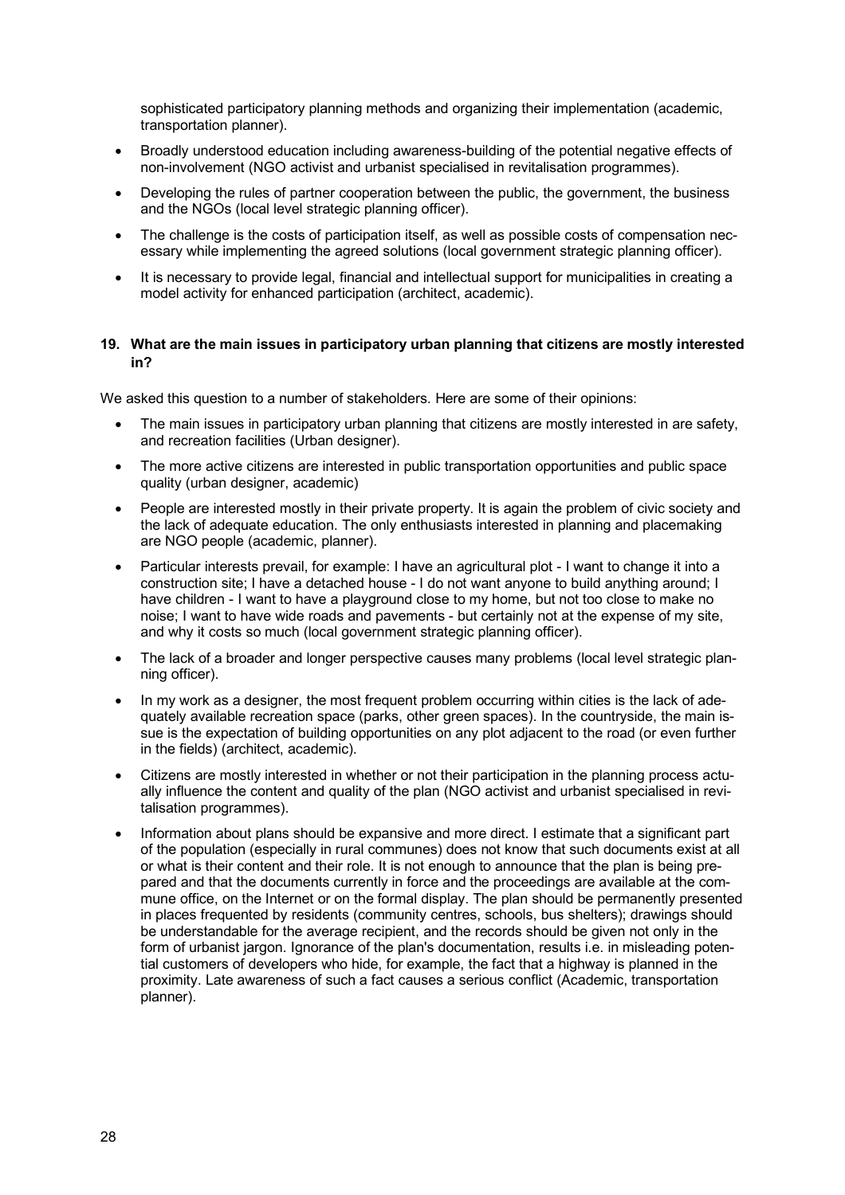sophisticated participatory planning methods and organizing their implementation (academic, transportation planner).

- Broadly understood education including awareness-building of the potential negative effects of non-involvement (NGO activist and urbanist specialised in revitalisation programmes).
- Developing the rules of partner cooperation between the public, the government, the business and the NGOs (local level strategic planning officer).
- The challenge is the costs of participation itself, as well as possible costs of compensation necessary while implementing the agreed solutions (local government strategic planning officer).
- It is necessary to provide legal, financial and intellectual support for municipalities in creating a model activity for enhanced participation (architect, academic).

### 19. What are the main issues in participatory urban planning that citizens are mostly interested in?

We asked this question to a number of stakeholders. Here are some of their opinions:

- The main issues in participatory urban planning that citizens are mostly interested in are safety, and recreation facilities (Urban designer).
- The more active citizens are interested in public transportation opportunities and public space quality (urban designer, academic)
- People are interested mostly in their private property. It is again the problem of civic society and the lack of adequate education. The only enthusiasts interested in planning and placemaking are NGO people (academic, planner).
- Particular interests prevail, for example: I have an agricultural plot - I want to change it into a construction site; I have a detached house - I do not want anyone to build anything around; I have children - I want to have a playground close to my home, but not too close to make no noise; I want to have wide roads and pavements - but certainly not at the expense of my site, and why it costs so much (local government strategic planning officer).
- The lack of a broader and longer perspective causes many problems (local level strategic planning officer).
- In my work as a designer, the most frequent problem occurring within cities is the lack of adequately available recreation space (parks, other green spaces). In the countryside, the main issue is the expectation of building opportunities on any plot adjacent to the road (or even further in the fields) (architect, academic).
- Citizens are mostly interested in whether or not their participation in the planning process actually influence the content and quality of the plan (NGO activist and urbanist specialised in revitalisation programmes).
- Information about plans should be expansive and more direct. I estimate that a significant part of the population (especially in rural communes) does not know that such documents exist at all or what is their content and their role. It is not enough to announce that the plan is being prepared and that the documents currently in force and the proceedings are available at the commune office, on the Internet or on the formal display. The plan should be permanently presented in places frequented by residents (community centres, schools, bus shelters); drawings should be understandable for the average recipient, and the records should be given not only in the form of urbanist jargon. Ignorance of the plan's documentation, results i.e. in misleading potential customers of developers who hide, for example, the fact that a highway is planned in the proximity. Late awareness of such a fact causes a serious conflict (Academic, transportation planner).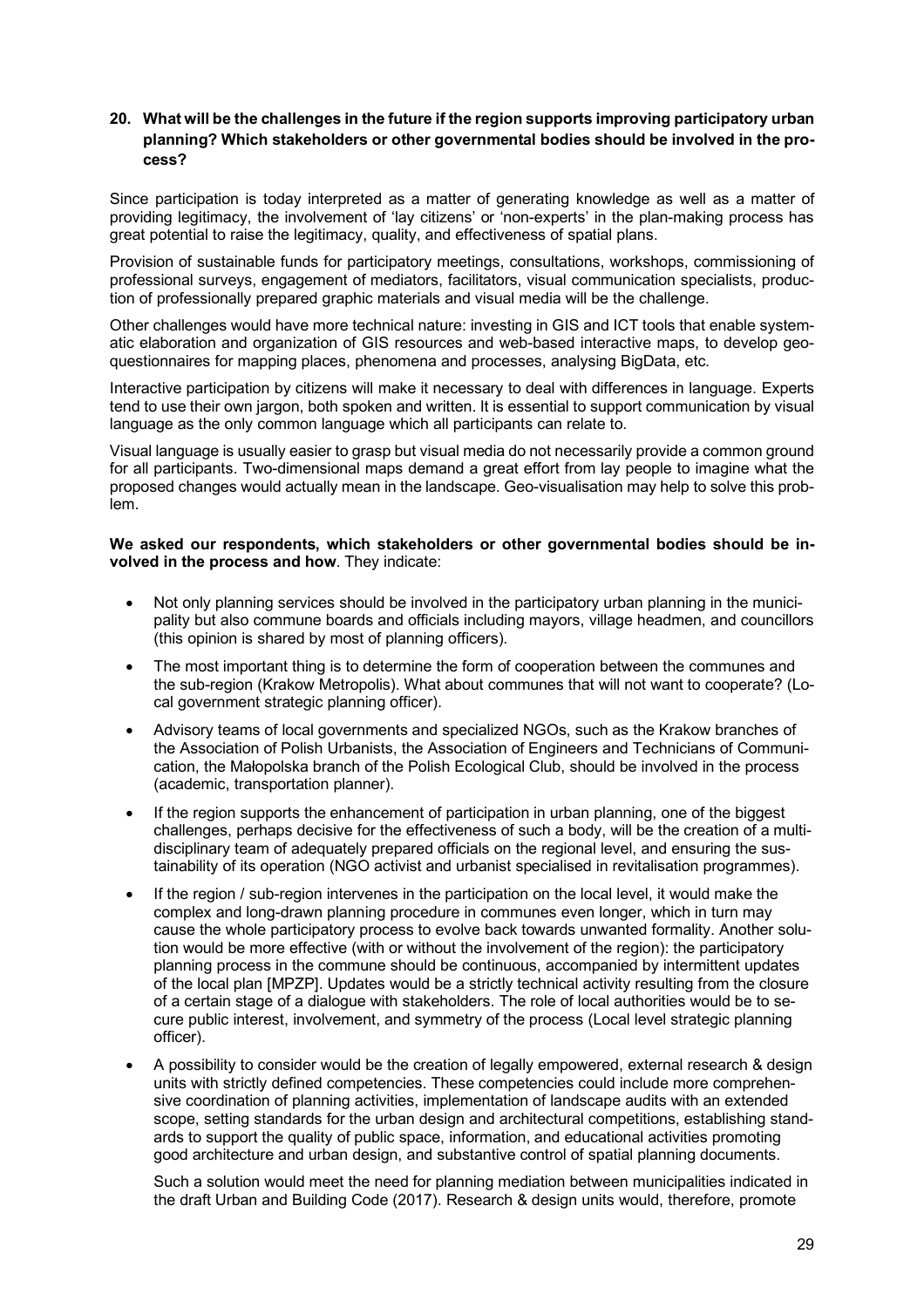**20. What will be the challenges in the future if the region supports improving participatory urban planning? Which stakeholders or other governmental bodies should be involved in the process?**

Since participation is today interpreted as a matter of generating knowledge as well as a matter of providing legitimacy, the involvement of 'lay citizens' or 'non-experts' in the plan-making process has great potential to raise the legitimacy, quality, and effectiveness of spatial plans.

Provision of sustainable funds for participatory meetings, consultations, workshops, commissioning of professional surveys, engagement of mediators, facilitators, visual communication specialists, production of professionally prepared graphic materials and visual media will be the challenge.

Other challenges would have more technical nature: investing in GIS and ICT tools that enable systematic elaboration and organization of GIS resources and web-based interactive maps, to develop geo-questionnaires for mapping places, phenomena and processes, analysing BigData, etc.

Interactive participation by citizens will make it necessary to deal with differences in language. Experts tend to use their own jargon, both spoken and written. It is essential to support communication by visual language as the only common language which all participants can relate to.

Visual language is usually easier to grasp but visual media do not necessarily provide a common ground for all participants. Two-dimensional maps demand a great effort from lay people to imagine what the proposed changes would actually mean in the landscape. Geo-visualisation may help to solve this problem.

**We asked our respondents, which stakeholders or other governmental bodies should be involved in the process and how**. They indicate:

- Not only planning services should be involved in the participatory urban planning in the municipality but also commune boards and officials including mayors, village headmen, and councillors (this opinion is shared by most of planning officers).
- The most important thing is to determine the form of cooperation between the communes and the sub-region (Krakow Metropolis). What about communes that will not want to cooperate? (Local government strategic planning officer).
- Advisory teams of local governments and specialized NGOs, such as the Krakow branches of the Association of Polish Urbanists, the Association of Engineers and Technicians of Communication, the Małopolska branch of the Polish Ecological Club, should be involved in the process (academic, transportation planner).
- If the region supports the enhancement of participation in urban planning, one of the biggest challenges, perhaps decisive for the effectiveness of such a body, will be the creation of a multidisciplinary team of adequately prepared officials on the regional level, and ensuring the sustainability of its operation (NGO activist and urbanist specialised in revitalisation programmes).
- If the region / sub-region intervenes in the participation on the local level, it would make the complex and long-drawn planning procedure in communes even longer, which in turn may cause the whole participatory process to evolve back towards unwanted formality. Another solution would be more effective (with or without the involvement of the region): the participatory planning process in the commune should be continuous, accompanied by intermittent updates of the local plan [MPZP]. Updates would be a strictly technical activity resulting from the closure of a certain stage of a dialogue with stakeholders. The role of local authorities would be to secure public interest, involvement, and symmetry of the process (Local level strategic planning officer).
- A possibility to consider would be the creation of legally empowered, external research & design units with strictly defined competencies. These competencies could include more comprehensive coordination of planning activities, implementation of landscape audits with an extended scope, setting standards for the urban design and architectural competitions, establishing standards to support the quality of public space, information, and educational activities promoting good architecture and urban design, and substantive control of spatial planning documents.

  Such a solution would meet the need for planning mediation between municipalities indicated in the draft Urban and Building Code (2017). Research & design units would, therefore, promote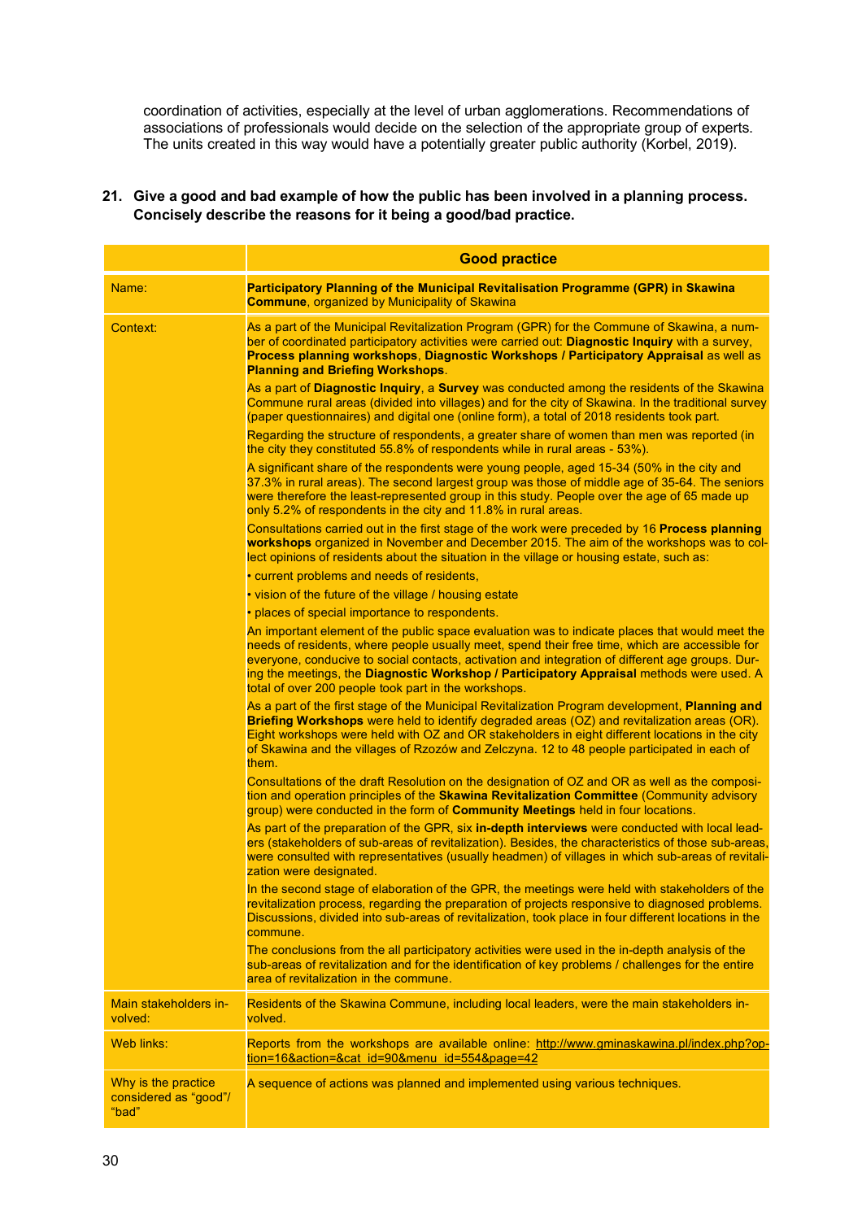coordination of activities, especially at the level of urban agglomerations. Recommendations of associations of professionals would decide on the selection of the appropriate group of experts. The units created in this way would have a potentially greater public authority (Korbel, 2019).

**21. Give a good and bad example of how the public has been involved in a planning process. Concisely describe the reasons for it being a good/bad practice.**

| | **Good practice** |
|---|---|
| Name: | **Participatory Planning of the Municipal Revitalisation Programme (GPR) in Skawina Commune**, organized by Municipality of Skawina |
| Context: | As a part of the Municipal Revitalization Program (GPR) for the Commune of Skawina, a number of coordinated participatory activities were carried out: **Diagnostic Inquiry** with a survey, **Process planning workshops**, **Diagnostic Workshops / Participatory Appraisal** as well as **Planning and Briefing Workshops**.<br><br>As a part of **Diagnostic Inquiry**, a **Survey** was conducted among the residents of the Skawina Commune rural areas (divided into villages) and for the city of Skawina. In the traditional survey (paper questionnaires) and digital one (online form), a total of 2018 residents took part.<br><br>Regarding the structure of respondents, a greater share of women than men was reported (in the city they constituted 55.8% of respondents while in rural areas - 53%).<br><br>A significant share of the respondents were young people, aged 15-34 (50% in the city and 37.3% in rural areas). The second largest group was those of middle age of 35-64. The seniors were therefore the least-represented group in this study. People over the age of 65 made up only 5.2% of respondents in the city and 11.8% in rural areas.<br><br>Consultations carried out in the first stage of the work were preceded by 16 **Process planning workshops** organized in November and December 2015. The aim of the workshops was to collect opinions of residents about the situation in the village or housing estate, such as:<br>• current problems and needs of residents,<br>• vision of the future of the village / housing estate<br>• places of special importance to respondents.<br><br>An important element of the public space evaluation was to indicate places that would meet the needs of residents, where people usually meet, spend their free time, which are accessible for everyone, conducive to social contacts, activation and integration of different age groups. During the meetings, the **Diagnostic Workshop / Participatory Appraisal** methods were used. A total of over 200 people took part in the workshops.<br><br>As a part of the first stage of the Municipal Revitalization Program development, **Planning and Briefing Workshops** were held to identify degraded areas (OZ) and revitalization areas (OR). Eight workshops were held with OZ and OR stakeholders in eight different locations in the city of Skawina and the villages of Rzozów and Zelczyna. 12 to 48 people participated in each of them.<br><br>Consultations of the draft Resolution on the designation of OZ and OR as well as the composition and operation principles of the **Skawina Revitalization Committee** (Community advisory group) were conducted in the form of **Community Meetings** held in four locations.<br><br>As part of the preparation of the GPR, six **in-depth interviews** were conducted with local leaders (stakeholders of sub-areas of revitalization). Besides, the characteristics of those sub-areas, were consulted with representatives (usually headmen) of villages in which sub-areas of revitalization were designated.<br><br>In the second stage of elaboration of the GPR, the meetings were held with stakeholders of the revitalization process, regarding the preparation of projects responsive to diagnosed problems. Discussions, divided into sub-areas of revitalization, took place in four different locations in the commune.<br><br>The conclusions from the all participatory activities were used in the in-depth analysis of the sub-areas of revitalization and for the identification of key problems / challenges for the entire area of revitalization in the commune. |
| Main stakeholders involved: | Residents of the Skawina Commune, including local leaders, were the main stakeholders involved. |
| Web links: | Reports from the workshops are available online: http://www.gminaskawina.pl/index.php?option=16&action=&cat_id=90&menu_id=554&page=42 |
| Why is the practice considered as "good"/ "bad" | A sequence of actions was planned and implemented using various techniques. |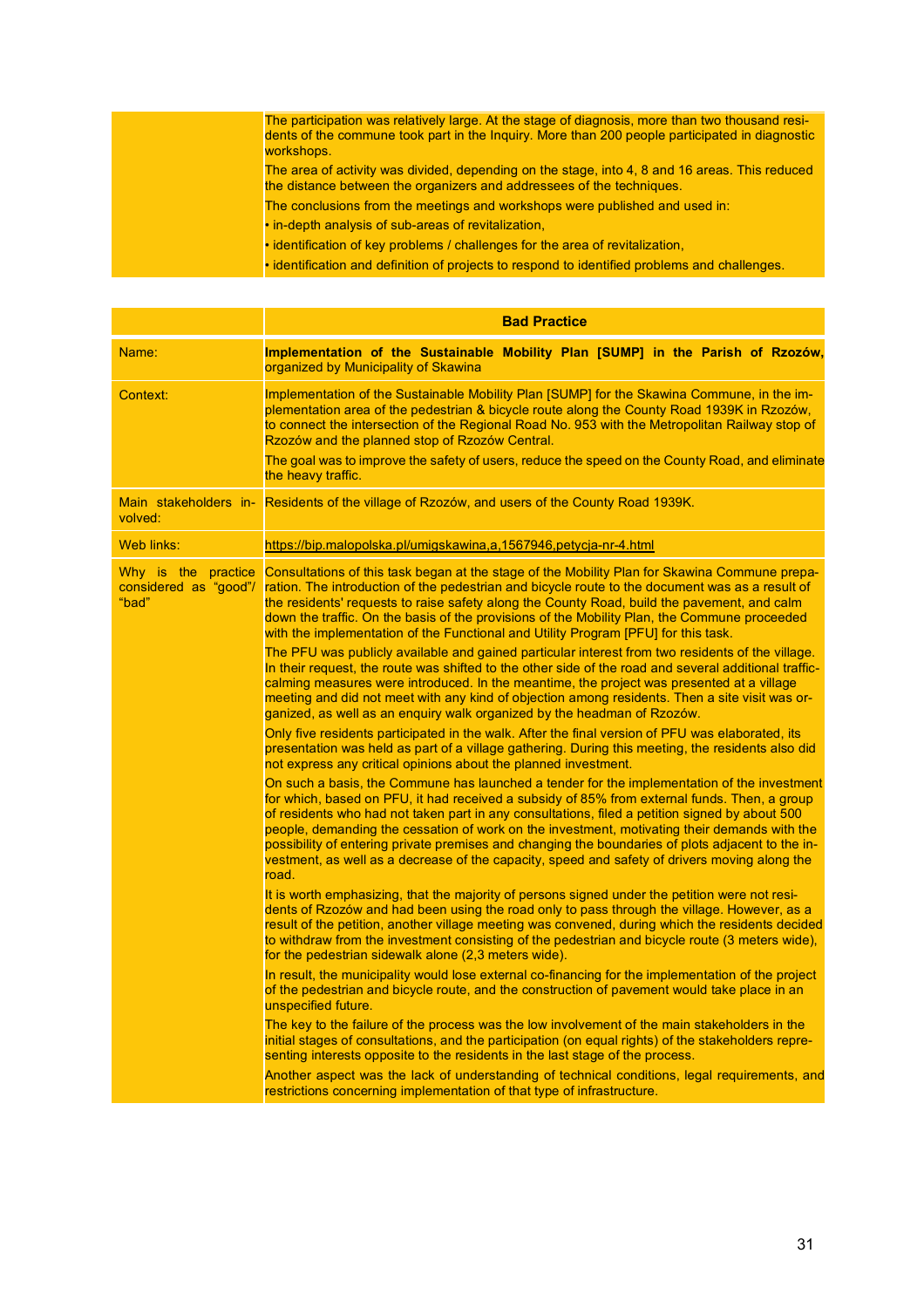| | |
|---|---|
| | The participation was relatively large. At the stage of diagnosis, more than two thousand residents of the commune took part in the Inquiry. More than 200 people participated in diagnostic workshops.<br>The area of activity was divided, depending on the stage, into 4, 8 and 16 areas. This reduced the distance between the organizers and addressees of the techniques.<br>The conclusions from the meetings and workshops were published and used in:<br>• in-depth analysis of sub-areas of revitalization,<br>• identification of key problems / challenges for the area of revitalization,<br>• identification and definition of projects to respond to identified problems and challenges. |

| | **Bad Practice** |
|---|---|
| Name: | **Implementation of the Sustainable Mobility Plan [SUMP] in the Parish of Rzozów,** organized by Municipality of Skawina |
| Context: | Implementation of the Sustainable Mobility Plan [SUMP] for the Skawina Commune, in the implementation area of the pedestrian & bicycle route along the County Road 1939K in Rzozów, to connect the intersection of the Regional Road No. 953 with the Metropolitan Railway stop of Rzozów and the planned stop of Rzozów Central.<br>The goal was to improve the safety of users, reduce the speed on the County Road, and eliminate the heavy traffic. |
| Main stakeholders involved: | Residents of the village of Rzozów, and users of the County Road 1939K. |
| Web links: | https://bip.malopolska.pl/umigskawina,a,1567946,petycja-nr-4.html |
| Why is the practice considered as "good"/ "bad" | Consultations of this task began at the stage of the Mobility Plan for Skawina Commune preparation. The introduction of the pedestrian and bicycle route to the document was as a result of the residents' requests to raise safety along the County Road, build the pavement, and calm down the traffic. On the basis of the provisions of the Mobility Plan, the Commune proceeded with the implementation of the Functional and Utility Program [PFU] for this task.<br>The PFU was publicly available and gained particular interest from two residents of the village. In their request, the route was shifted to the other side of the road and several additional traffic-calming measures were introduced. In the meantime, the project was presented at a village meeting and did not meet with any kind of objection among residents. Then a site visit was organized, as well as an enquiry walk organized by the headman of Rzozów.<br>Only five residents participated in the walk. After the final version of PFU was elaborated, its presentation was held as part of a village gathering. During this meeting, the residents also did not express any critical opinions about the planned investment.<br>On such a basis, the Commune has launched a tender for the implementation of the investment for which, based on PFU, it had received a subsidy of 85% from external funds. Then, a group of residents who had not taken part in any consultations, filed a petition signed by about 500 people, demanding the cessation of work on the investment, motivating their demands with the possibility of entering private premises and changing the boundaries of plots adjacent to the investment, as well as a decrease of the capacity, speed and safety of drivers moving along the road.<br>It is worth emphasizing, that the majority of persons signed under the petition were not residents of Rzozów and had been using the road only to pass through the village. However, as a result of the petition, another village meeting was convened, during which the residents decided to withdraw from the investment consisting of the pedestrian and bicycle route (3 meters wide), for the pedestrian sidewalk alone (2,3 meters wide).<br>In result, the municipality would lose external co-financing for the implementation of the project of the pedestrian and bicycle route, and the construction of pavement would take place in an unspecified future.<br>The key to the failure of the process was the low involvement of the main stakeholders in the initial stages of consultations, and the participation (on equal rights) of the stakeholders representing interests opposite to the residents in the last stage of the process.<br>Another aspect was the lack of understanding of technical conditions, legal requirements, and restrictions concerning implementation of that type of infrastructure. |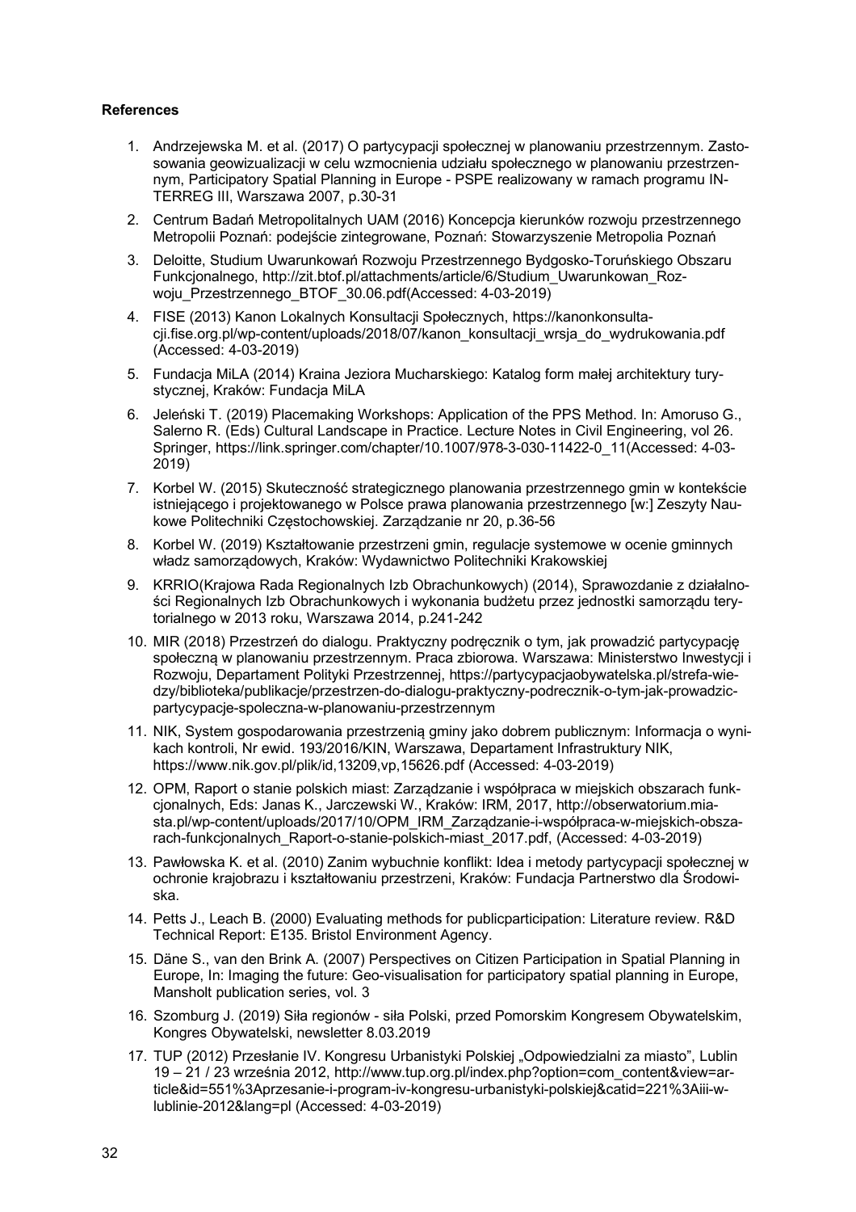**References**

1. Andrzejewska M. et al. (2017) O partycypacji społecznej w planowaniu przestrzennym. Zastosowania geowizualizacji w celu wzmocnienia udziału społecznego w planowaniu przestrzennym, Participatory Spatial Planning in Europe - PSPE realizowany w ramach programu INTERREG III, Warszawa 2007, p.30-31
2. Centrum Badań Metropolitalnych UAM (2016) Koncepcja kierunków rozwoju przestrzennego Metropolii Poznań: podejście zintegrowane, Poznań: Stowarzyszenie Metropolia Poznań
3. Deloitte, Studium Uwarunkowań Rozwoju Przestrzennego Bydgosko-Toruńskiego Obszaru Funkcjonalnego, http://zit.btof.pl/attachments/article/6/Studium_Uwarunkowan_Rozwoju_Przestrzennego_BTOF_30.06.pdf(Accessed: 4-03-2019)
4. FISE (2013) Kanon Lokalnych Konsultacji Społecznych, https://kanonkonsultacji.fise.org.pl/wp-content/uploads/2018/07/kanon_konsultacji_wrsja_do_wydrukowania.pdf (Accessed: 4-03-2019)
5. Fundacja MiLA (2014) Kraina Jeziora Mucharskiego: Katalog form małej architektury turystycznej, Kraków: Fundacja MiLA
6. Jeleński T. (2019) Placemaking Workshops: Application of the PPS Method. In: Amoruso G., Salerno R. (Eds) Cultural Landscape in Practice. Lecture Notes in Civil Engineering, vol 26. Springer, https://link.springer.com/chapter/10.1007/978-3-030-11422-0_11(Accessed: 4-03-2019)
7. Korbel W. (2015) Skuteczność strategicznego planowania przestrzennego gmin w kontekście istniejącego i projektowanego w Polsce prawa planowania przestrzennego [w:] Zeszyty Naukowe Politechniki Częstochowskiej. Zarządzanie nr 20, p.36-56
8. Korbel W. (2019) Kształtowanie przestrzeni gmin, regulacje systemowe w ocenie gminnych władz samorządowych, Kraków: Wydawnictwo Politechniki Krakowskiej
9. KRRIO(Krajowa Rada Regionalnych Izb Obrachunkowych) (2014), Sprawozdanie z działalności Regionalnych Izb Obrachunkowych i wykonania budżetu przez jednostki samorządu terytorialnego w 2013 roku, Warszawa 2014, p.241-242
10. MIR (2018) Przestrzeń do dialogu. Praktyczny podręcznik o tym, jak prowadzić partycypację społeczną w planowaniu przestrzennym. Praca zbiorowa. Warszawa: Ministerstwo Inwestycji i Rozwoju, Departament Polityki Przestrzennej, https://partycypacjaobywatelska.pl/strefa-wiedzy/biblioteka/publikacje/przestrzen-do-dialogu-praktyczny-podrecznik-o-tym-jak-prowadzic-partycypacje-spoleczna-w-planowaniu-przestrzennym
11. NIK, System gospodarowania przestrzenią gminy jako dobrem publicznym: Informacja o wynikach kontroli, Nr ewid. 193/2016/KIN, Warszawa, Departament Infrastruktury NIK, https://www.nik.gov.pl/plik/id,13209,vp,15626.pdf (Accessed: 4-03-2019)
12. OPM, Raport o stanie polskich miast: Zarządzanie i współpraca w miejskich obszarach funkcjonalnych, Eds: Janas K., Jarczewski W., Kraków: IRM, 2017, http://obserwatorium.miasta.pl/wp-content/uploads/2017/10/OPM_IRM_Zarządzanie-i-współpraca-w-miejskich-obszarach-funkcjonalnych_Raport-o-stanie-polskich-miast_2017.pdf, (Accessed: 4-03-2019)
13. Pawłowska K. et al. (2010) Zanim wybuchnie konflikt: Idea i metody partycypacji społecznej w ochronie krajobrazu i kształtowaniu przestrzeni, Kraków: Fundacja Partnerstwo dla Środowiska.
14. Petts J., Leach B. (2000) Evaluating methods for publicparticipation: Literature review. R&D Technical Report: E135. Bristol Environment Agency.
15. Däne S., van den Brink A. (2007) Perspectives on Citizen Participation in Spatial Planning in Europe, In: Imaging the future: Geo-visualisation for participatory spatial planning in Europe, Mansholt publication series, vol. 3
16. Szomburg J. (2019) Siła regionów - siła Polski, przed Pomorskim Kongresem Obywatelskim, Kongres Obywatelski, newsletter 8.03.2019
17. TUP (2012) Przesłanie IV. Kongresu Urbanistyki Polskiej „Odpowiedzialni za miasto", Lublin 19 – 21 / 23 września 2012, http://www.tup.org.pl/index.php?option=com_content&view=article&id=551%3Aprzesanie-i-program-iv-kongresu-urbanistyki-polskiej&catid=221%3Aiii-w-lublinie-2012&lang=pl (Accessed: 4-03-2019)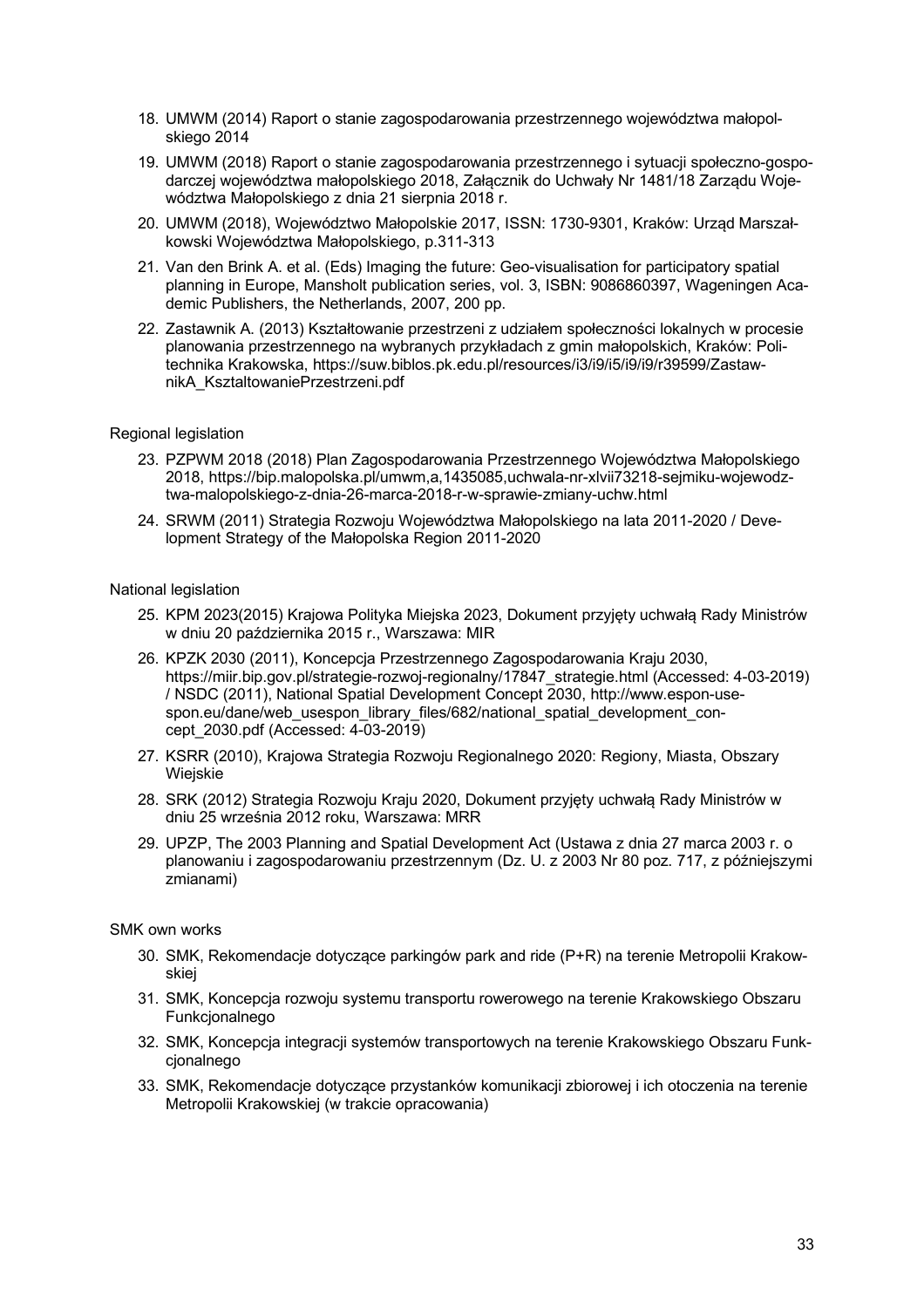18. UMWM (2014) Raport o stanie zagospodarowania przestrzennego województwa małopolskiego 2014
19. UMWM (2018) Raport o stanie zagospodarowania przestrzennego i sytuacji społeczno-gospodarczej województwa małopolskiego 2018, Załącznik do Uchwały Nr 1481/18 Zarządu Województwa Małopolskiego z dnia 21 sierpnia 2018 r.
20. UMWM (2018), Województwo Małopolskie 2017, ISSN: 1730-9301, Kraków: Urząd Marszałkowski Województwa Małopolskiego, p.311-313
21. Van den Brink A. et al. (Eds) Imaging the future: Geo-visualisation for participatory spatial planning in Europe, Mansholt publication series, vol. 3, ISBN: 9086860397, Wageningen Academic Publishers, the Netherlands, 2007, 200 pp.
22. Zastawnik A. (2013) Kształtowanie przestrzeni z udziałem społeczności lokalnych w procesie planowania przestrzennego na wybranych przykładach z gmin małopolskich, Kraków: Politechnika Krakowska, https://suw.biblos.pk.edu.pl/resources/i3/i9/i5/i9/i9/r39599/ZastawnikA_KsztaltowaniePrzestrzeni.pdf

Regional legislation

23. PZPWM 2018 (2018) Plan Zagospodarowania Przestrzennego Województwa Małopolskiego 2018, https://bip.malopolska.pl/umwm,a,1435085,uchwala-nr-xlvii73218-sejmiku-wojewodztwa-malopolskiego-z-dnia-26-marca-2018-r-w-sprawie-zmiany-uchw.html
24. SRWM (2011) Strategia Rozwoju Województwa Małopolskiego na lata 2011-2020 / Development Strategy of the Małopolska Region 2011-2020

National legislation

25. KPM 2023(2015) Krajowa Polityka Miejska 2023, Dokument przyjęty uchwałą Rady Ministrów w dniu 20 października 2015 r., Warszawa: MIR
26. KPZK 2030 (2011), Koncepcja Przestrzennego Zagospodarowania Kraju 2030, https://miir.bip.gov.pl/strategie-rozwoj-regionalny/17847_strategie.html (Accessed: 4-03-2019) / NSDC (2011), National Spatial Development Concept 2030, http://www.espon-usespon.eu/dane/web_usespon_library_files/682/national_spatial_development_concept_2030.pdf (Accessed: 4-03-2019)
27. KSRR (2010), Krajowa Strategia Rozwoju Regionalnego 2020: Regiony, Miasta, Obszary Wiejskie
28. SRK (2012) Strategia Rozwoju Kraju 2020, Dokument przyjęty uchwałą Rady Ministrów w dniu 25 września 2012 roku, Warszawa: MRR
29. UPZP, The 2003 Planning and Spatial Development Act (Ustawa z dnia 27 marca 2003 r. o planowaniu i zagospodarowaniu przestrzennym (Dz. U. z 2003 Nr 80 poz. 717, z późniejszymi zmianami)

SMK own works

30. SMK, Rekomendacje dotyczące parkingów park and ride (P+R) na terenie Metropolii Krakowskiej
31. SMK, Koncepcja rozwoju systemu transportu rowerowego na terenie Krakowskiego Obszaru Funkcjonalnego
32. SMK, Koncepcja integracji systemów transportowych na terenie Krakowskiego Obszaru Funkcjonalnego
33. SMK, Rekomendacje dotyczące przystanków komunikacji zbiorowej i ich otoczenia na terenie Metropolii Krakowskiej (w trakcie opracowania)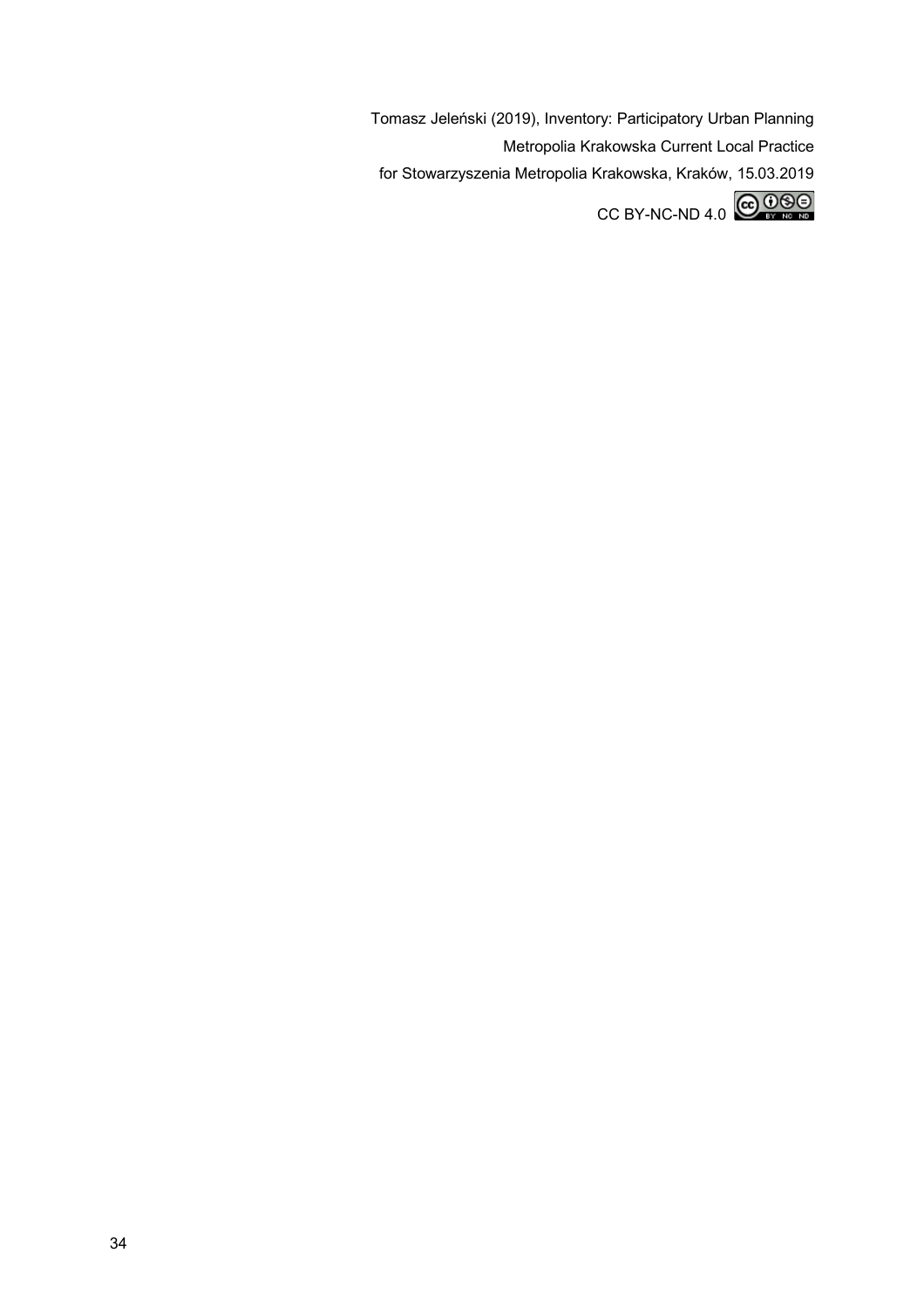Tomasz Jeleński (2019), Inventory: Participatory Urban Planning

Metropolia Krakowska Current Local Practice

for Stowarzyszenia Metropolia Krakowska, Kraków, 15.03.2019

CC BY-NC-ND 4.0